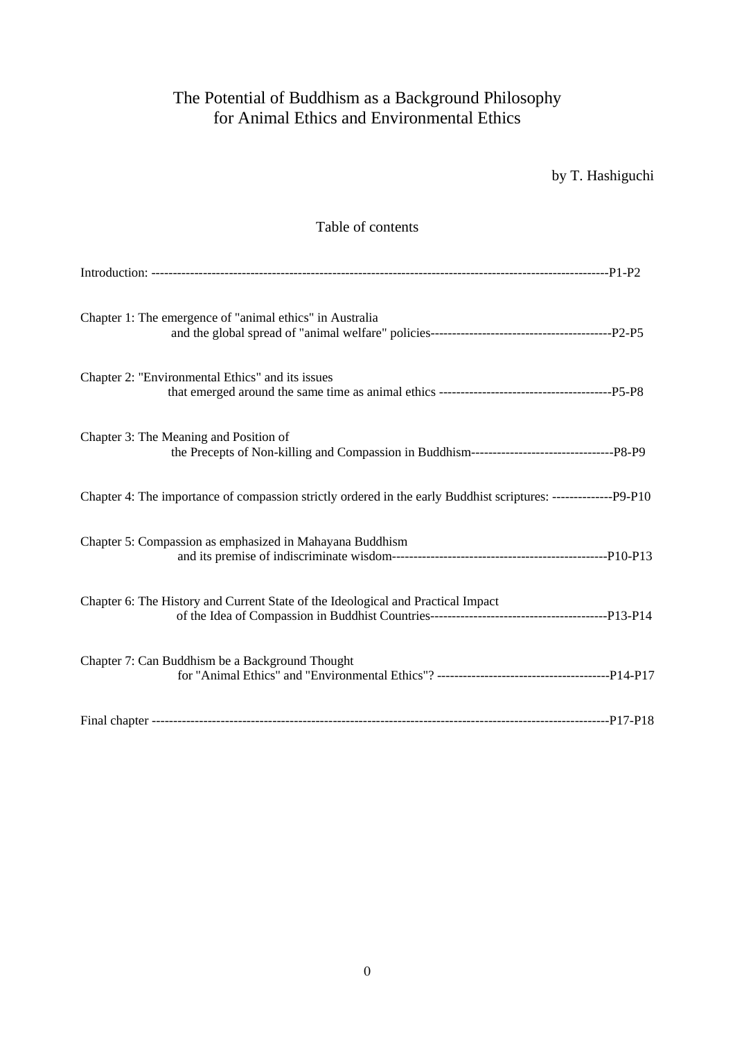# The Potential of Buddhism as a Background Philosophy for Animal Ethics and Environmental Ethics

by T. Hashiguchi

## Table of contents

Introduction: ----------------------------------------------------------------------------------------------------------P1-P2

Chapter 1: The emergence of "animal ethics" in Australia
and the global spread of "animal welfare" policies------------------------------------------P2-P5

Chapter 2: "Environmental Ethics" and its issues
that emerged around the same time as animal ethics ----------------------------------------P5-P8

Chapter 3: The Meaning and Position of
the Precepts of Non-killing and Compassion in Buddhism---------------------------------P8-P9

Chapter 4: The importance of compassion strictly ordered in the early Buddhist scriptures: --------------P9-P10

Chapter 5: Compassion as emphasized in Mahayana Buddhism
and its premise of indiscriminate wisdom--------------------------------------------------P10-P13

Chapter 6: The History and Current State of the Ideological and Practical Impact
of the Idea of Compassion in Buddhist Countries-----------------------------------------P13-P14

Chapter 7: Can Buddhism be a Background Thought
for "Animal Ethics" and "Environmental Ethics"? ----------------------------------------P14-P17

Final chapter ---------------------------------------------------------------------------------------------------------P17-P18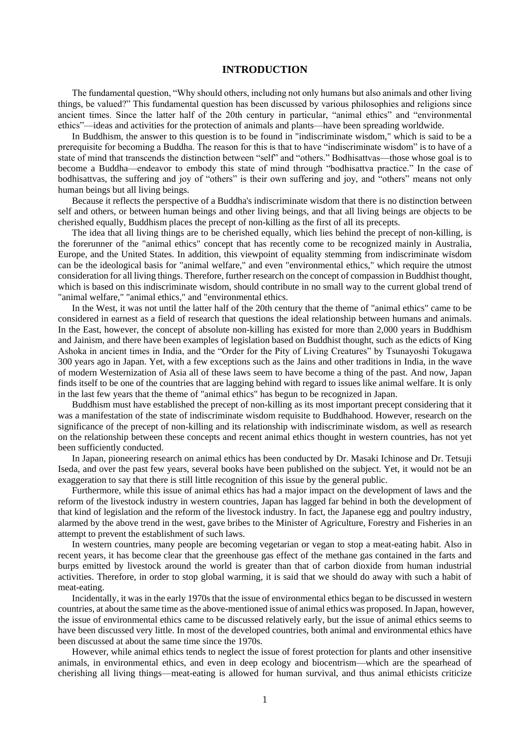# INTRODUCTION

The fundamental question, "Why should others, including not only humans but also animals and other living things, be valued?" This fundamental question has been discussed by various philosophies and religions since ancient times. Since the latter half of the 20th century in particular, "animal ethics" and "environmental ethics"—ideas and activities for the protection of animals and plants—have been spreading worldwide.

In Buddhism, the answer to this question is to be found in "indiscriminate wisdom," which is said to be a prerequisite for becoming a Buddha. The reason for this is that to have "indiscriminate wisdom" is to have of a state of mind that transcends the distinction between "self" and "others." Bodhisattvas—those whose goal is to become a Buddha—endeavor to embody this state of mind through "bodhisattva practice." In the case of bodhisattvas, the suffering and joy of "others" is their own suffering and joy, and "others" means not only human beings but all living beings.

Because it reflects the perspective of a Buddha's indiscriminate wisdom that there is no distinction between self and others, or between human beings and other living beings, and that all living beings are objects to be cherished equally, Buddhism places the precept of non-killing as the first of all its precepts.

The idea that all living things are to be cherished equally, which lies behind the precept of non-killing, is the forerunner of the "animal ethics" concept that has recently come to be recognized mainly in Australia, Europe, and the United States. In addition, this viewpoint of equality stemming from indiscriminate wisdom can be the ideological basis for "animal welfare," and even "environmental ethics," which require the utmost consideration for all living things. Therefore, further research on the concept of compassion in Buddhist thought, which is based on this indiscriminate wisdom, should contribute in no small way to the current global trend of "animal welfare," "animal ethics," and "environmental ethics.

In the West, it was not until the latter half of the 20th century that the theme of "animal ethics" came to be considered in earnest as a field of research that questions the ideal relationship between humans and animals. In the East, however, the concept of absolute non-killing has existed for more than 2,000 years in Buddhism and Jainism, and there have been examples of legislation based on Buddhist thought, such as the edicts of King Ashoka in ancient times in India, and the "Order for the Pity of Living Creatures" by Tsunayoshi Tokugawa 300 years ago in Japan. Yet, with a few exceptions such as the Jains and other traditions in India, in the wave of modern Westernization of Asia all of these laws seem to have become a thing of the past. And now, Japan finds itself to be one of the countries that are lagging behind with regard to issues like animal welfare. It is only in the last few years that the theme of "animal ethics" has begun to be recognized in Japan.

Buddhism must have established the precept of non-killing as its most important precept considering that it was a manifestation of the state of indiscriminate wisdom requisite to Buddhahood. However, research on the significance of the precept of non-killing and its relationship with indiscriminate wisdom, as well as research on the relationship between these concepts and recent animal ethics thought in western countries, has not yet been sufficiently conducted.

In Japan, pioneering research on animal ethics has been conducted by Dr. Masaki Ichinose and Dr. Tetsuji Iseda, and over the past few years, several books have been published on the subject. Yet, it would not be an exaggeration to say that there is still little recognition of this issue by the general public.

Furthermore, while this issue of animal ethics has had a major impact on the development of laws and the reform of the livestock industry in western countries, Japan has lagged far behind in both the development of that kind of legislation and the reform of the livestock industry. In fact, the Japanese egg and poultry industry, alarmed by the above trend in the west, gave bribes to the Minister of Agriculture, Forestry and Fisheries in an attempt to prevent the establishment of such laws.

In western countries, many people are becoming vegetarian or vegan to stop a meat-eating habit. Also in recent years, it has become clear that the greenhouse gas effect of the methane gas contained in the farts and burps emitted by livestock around the world is greater than that of carbon dioxide from human industrial activities. Therefore, in order to stop global warming, it is said that we should do away with such a habit of meat-eating.

Incidentally, it was in the early 1970s that the issue of environmental ethics began to be discussed in western countries, at about the same time as the above-mentioned issue of animal ethics was proposed. In Japan, however, the issue of environmental ethics came to be discussed relatively early, but the issue of animal ethics seems to have been discussed very little. In most of the developed countries, both animal and environmental ethics have been discussed at about the same time since the 1970s.

However, while animal ethics tends to neglect the issue of forest protection for plants and other insensitive animals, in environmental ethics, and even in deep ecology and biocentrism—which are the spearhead of cherishing all living things—meat-eating is allowed for human survival, and thus animal ethicists criticize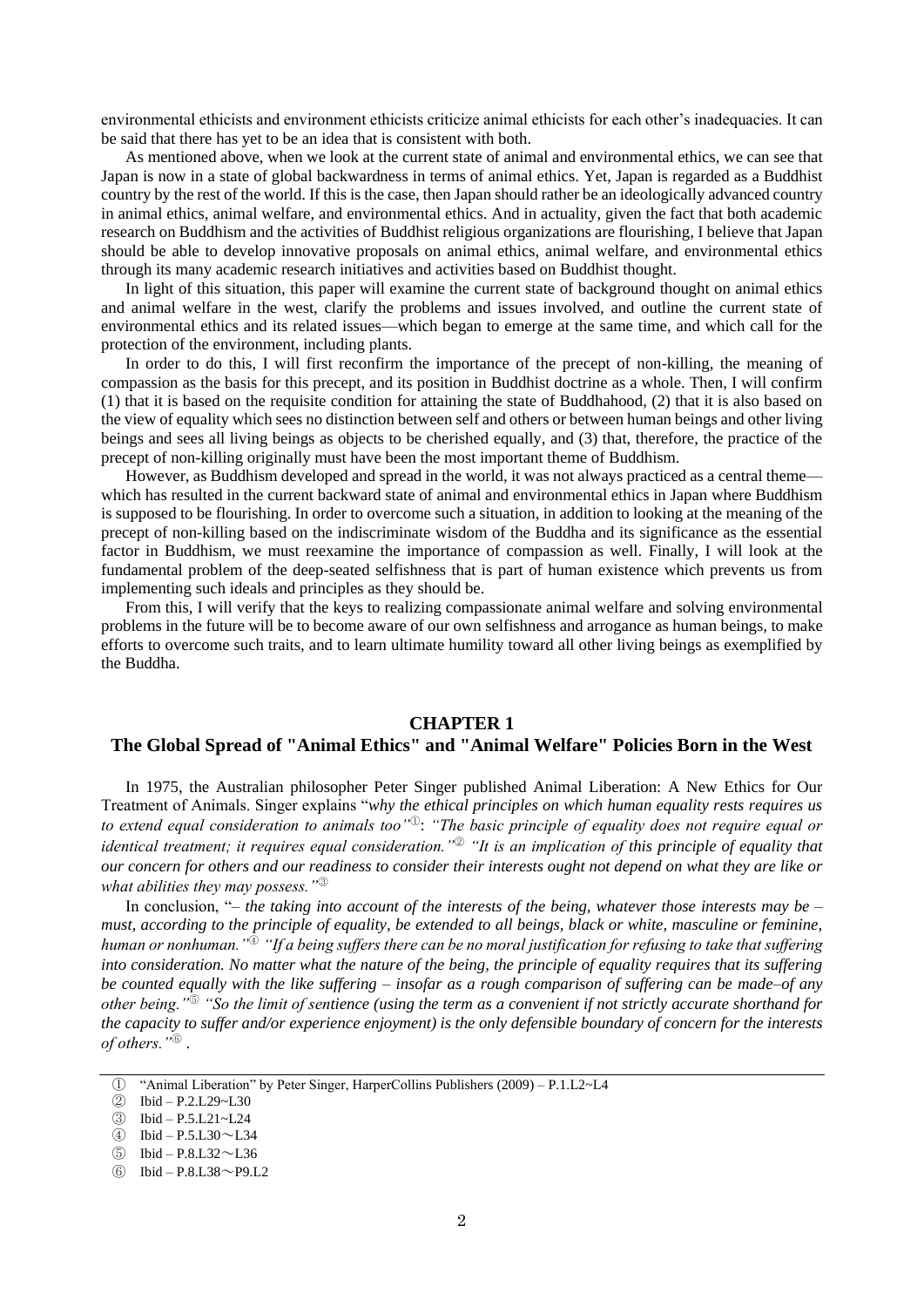environmental ethicists and environment ethicists criticize animal ethicists for each other's inadequacies. It can be said that there has yet to be an idea that is consistent with both.

As mentioned above, when we look at the current state of animal and environmental ethics, we can see that Japan is now in a state of global backwardness in terms of animal ethics. Yet, Japan is regarded as a Buddhist country by the rest of the world. If this is the case, then Japan should rather be an ideologically advanced country in animal ethics, animal welfare, and environmental ethics. And in actuality, given the fact that both academic research on Buddhism and the activities of Buddhist religious organizations are flourishing, I believe that Japan should be able to develop innovative proposals on animal ethics, animal welfare, and environmental ethics through its many academic research initiatives and activities based on Buddhist thought.

In light of this situation, this paper will examine the current state of background thought on animal ethics and animal welfare in the west, clarify the problems and issues involved, and outline the current state of environmental ethics and its related issues—which began to emerge at the same time, and which call for the protection of the environment, including plants.

In order to do this, I will first reconfirm the importance of the precept of non-killing, the meaning of compassion as the basis for this precept, and its position in Buddhist doctrine as a whole. Then, I will confirm (1) that it is based on the requisite condition for attaining the state of Buddhahood, (2) that it is also based on the view of equality which sees no distinction between self and others or between human beings and other living beings and sees all living beings as objects to be cherished equally, and (3) that, therefore, the practice of the precept of non-killing originally must have been the most important theme of Buddhism.

However, as Buddhism developed and spread in the world, it was not always practiced as a central theme—which has resulted in the current backward state of animal and environmental ethics in Japan where Buddhism is supposed to be flourishing. In order to overcome such a situation, in addition to looking at the meaning of the precept of non-killing based on the indiscriminate wisdom of the Buddha and its significance as the essential factor in Buddhism, we must reexamine the importance of compassion as well. Finally, I will look at the fundamental problem of the deep-seated selfishness that is part of human existence which prevents us from implementing such ideals and principles as they should be.

From this, I will verify that the keys to realizing compassionate animal welfare and solving environmental problems in the future will be to become aware of our own selfishness and arrogance as human beings, to make efforts to overcome such traits, and to learn ultimate humility toward all other living beings as exemplified by the Buddha.

## CHAPTER 1

## The Global Spread of "Animal Ethics" and "Animal Welfare" Policies Born in the West

In 1975, the Australian philosopher Peter Singer published Animal Liberation: A New Ethics for Our Treatment of Animals. Singer explains "*why the ethical principles on which human equality rests requires us to extend equal consideration to animals too*"①: *"The basic principle of equality does not require equal or identical treatment; it requires equal consideration."*② *"It is an implication of this principle of equality that our concern for others and our readiness to consider their interests ought not depend on what they are like or what abilities they may possess."*③

In conclusion, "– *the taking into account of the interests of the being, whatever those interests may be – must, according to the principle of equality, be extended to all beings, black or white, masculine or feminine, human or nonhuman."*④ *"If a being suffers there can be no moral justification for refusing to take that suffering into consideration. No matter what the nature of the being, the principle of equality requires that its suffering be counted equally with the like suffering – insofar as a rough comparison of suffering can be made–of any other being."*⑤ *"So the limit of sentience (using the term as a convenient if not strictly accurate shorthand for the capacity to suffer and/or experience enjoyment) is the only defensible boundary of concern for the interests of others."*⑥ .

---

① "Animal Liberation" by Peter Singer, HarperCollins Publishers (2009) – P.1.L2~L4

② Ibid – P.2.L29~L30

③ Ibid – P.5.L21~L24

④ Ibid – P.5.L30～L34

⑤ Ibid – P.8.L32～L36

⑥ Ibid – P.8.L38～P9.L2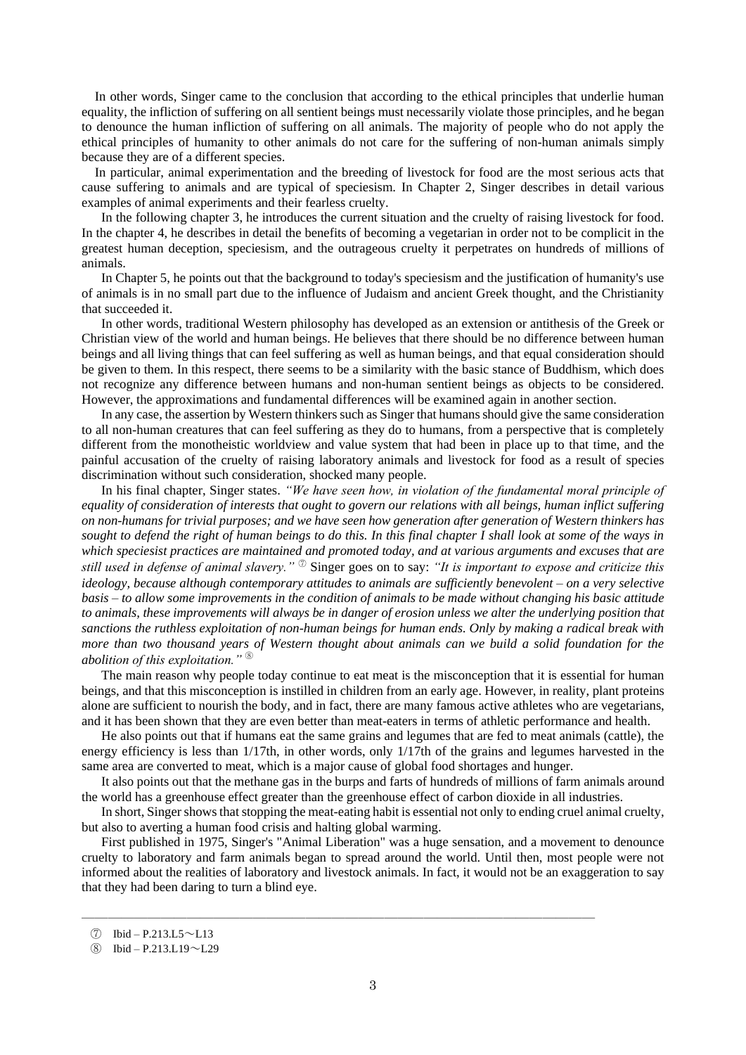In other words, Singer came to the conclusion that according to the ethical principles that underlie human equality, the infliction of suffering on all sentient beings must necessarily violate those principles, and he began to denounce the human infliction of suffering on all animals. The majority of people who do not apply the ethical principles of humanity to other animals do not care for the suffering of non-human animals simply because they are of a different species.

In particular, animal experimentation and the breeding of livestock for food are the most serious acts that cause suffering to animals and are typical of speciesism. In Chapter 2, Singer describes in detail various examples of animal experiments and their fearless cruelty.

In the following chapter 3, he introduces the current situation and the cruelty of raising livestock for food. In the chapter 4, he describes in detail the benefits of becoming a vegetarian in order not to be complicit in the greatest human deception, speciesism, and the outrageous cruelty it perpetrates on hundreds of millions of animals.

In Chapter 5, he points out that the background to today's speciesism and the justification of humanity's use of animals is in no small part due to the influence of Judaism and ancient Greek thought, and the Christianity that succeeded it.

In other words, traditional Western philosophy has developed as an extension or antithesis of the Greek or Christian view of the world and human beings. He believes that there should be no difference between human beings and all living things that can feel suffering as well as human beings, and that equal consideration should be given to them. In this respect, there seems to be a similarity with the basic stance of Buddhism, which does not recognize any difference between humans and non-human sentient beings as objects to be considered. However, the approximations and fundamental differences will be examined again in another section.

In any case, the assertion by Western thinkers such as Singer that humans should give the same consideration to all non-human creatures that can feel suffering as they do to humans, from a perspective that is completely different from the monotheistic worldview and value system that had been in place up to that time, and the painful accusation of the cruelty of raising laboratory animals and livestock for food as a result of species discrimination without such consideration, shocked many people.

In his final chapter, Singer states. *"We have seen how, in violation of the fundamental moral principle of equality of consideration of interests that ought to govern our relations with all beings, human inflict suffering on non-humans for trivial purposes; and we have seen how generation after generation of Western thinkers has sought to defend the right of human beings to do this. In this final chapter I shall look at some of the ways in which speciesist practices are maintained and promoted today, and at various arguments and excuses that are still used in defense of animal slavery."* ⑦ Singer goes on to say: *"It is important to expose and criticize this ideology, because although contemporary attitudes to animals are sufficiently benevolent – on a very selective basis – to allow some improvements in the condition of animals to be made without changing his basic attitude to animals, these improvements will always be in danger of erosion unless we alter the underlying position that sanctions the ruthless exploitation of non-human beings for human ends. Only by making a radical break with more than two thousand years of Western thought about animals can we build a solid foundation for the abolition of this exploitation."* ⑧

The main reason why people today continue to eat meat is the misconception that it is essential for human beings, and that this misconception is instilled in children from an early age. However, in reality, plant proteins alone are sufficient to nourish the body, and in fact, there are many famous active athletes who are vegetarians, and it has been shown that they are even better than meat-eaters in terms of athletic performance and health.

He also points out that if humans eat the same grains and legumes that are fed to meat animals (cattle), the energy efficiency is less than 1/17th, in other words, only 1/17th of the grains and legumes harvested in the same area are converted to meat, which is a major cause of global food shortages and hunger.

It also points out that the methane gas in the burps and farts of hundreds of millions of farm animals around the world has a greenhouse effect greater than the greenhouse effect of carbon dioxide in all industries.

In short, Singer shows that stopping the meat-eating habit is essential not only to ending cruel animal cruelty, but also to averting a human food crisis and halting global warming.

First published in 1975, Singer's "Animal Liberation" was a huge sensation, and a movement to denounce cruelty to laboratory and farm animals began to spread around the world. Until then, most people were not informed about the realities of laboratory and livestock animals. In fact, it would not be an exaggeration to say that they had been daring to turn a blind eye.

---

⑦ Ibid – P.213.L5～L13

⑧ Ibid – P.213.L19～L29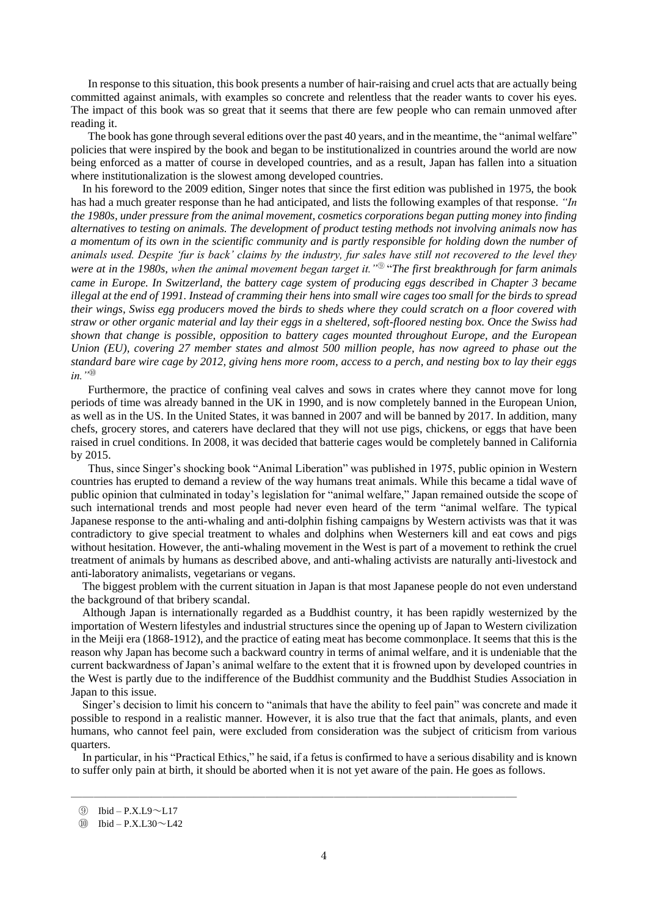In response to this situation, this book presents a number of hair-raising and cruel acts that are actually being committed against animals, with examples so concrete and relentless that the reader wants to cover his eyes. The impact of this book was so great that it seems that there are few people who can remain unmoved after reading it.

The book has gone through several editions over the past 40 years, and in the meantime, the "animal welfare" policies that were inspired by the book and began to be institutionalized in countries around the world are now being enforced as a matter of course in developed countries, and as a result, Japan has fallen into a situation where institutionalization is the slowest among developed countries.

In his foreword to the 2009 edition, Singer notes that since the first edition was published in 1975, the book has had a much greater response than he had anticipated, and lists the following examples of that response. *"In the 1980s, under pressure from the animal movement, cosmetics corporations began putting money into finding alternatives to testing on animals. The development of product testing methods not involving animals now has a momentum of its own in the scientific community and is partly responsible for holding down the number of animals used. Despite 'fur is back' claims by the industry, fur sales have still not recovered to the level they were at in the 1980s, when the animal movement began target it."*⑨ *"The first breakthrough for farm animals came in Europe. In Switzerland, the battery cage system of producing eggs described in Chapter 3 became illegal at the end of 1991. Instead of cramming their hens into small wire cages too small for the birds to spread their wings, Swiss egg producers moved the birds to sheds where they could scratch on a floor covered with straw or other organic material and lay their eggs in a sheltered, soft-floored nesting box. Once the Swiss had shown that change is possible, opposition to battery cages mounted throughout Europe, and the European Union (EU), covering 27 member states and almost 500 million people, has now agreed to phase out the standard bare wire cage by 2012, giving hens more room, access to a perch, and nesting box to lay their eggs in."*⑩

Furthermore, the practice of confining veal calves and sows in crates where they cannot move for long periods of time was already banned in the UK in 1990, and is now completely banned in the European Union, as well as in the US. In the United States, it was banned in 2007 and will be banned by 2017. In addition, many chefs, grocery stores, and caterers have declared that they will not use pigs, chickens, or eggs that have been raised in cruel conditions. In 2008, it was decided that batterie cages would be completely banned in California by 2015.

Thus, since Singer's shocking book "Animal Liberation" was published in 1975, public opinion in Western countries has erupted to demand a review of the way humans treat animals. While this became a tidal wave of public opinion that culminated in today's legislation for "animal welfare," Japan remained outside the scope of such international trends and most people had never even heard of the term "animal welfare. The typical Japanese response to the anti-whaling and anti-dolphin fishing campaigns by Western activists was that it was contradictory to give special treatment to whales and dolphins when Westerners kill and eat cows and pigs without hesitation. However, the anti-whaling movement in the West is part of a movement to rethink the cruel treatment of animals by humans as described above, and anti-whaling activists are naturally anti-livestock and anti-laboratory animalists, vegetarians or vegans.

The biggest problem with the current situation in Japan is that most Japanese people do not even understand the background of that bribery scandal.

Although Japan is internationally regarded as a Buddhist country, it has been rapidly westernized by the importation of Western lifestyles and industrial structures since the opening up of Japan to Western civilization in the Meiji era (1868-1912), and the practice of eating meat has become commonplace. It seems that this is the reason why Japan has become such a backward country in terms of animal welfare, and it is undeniable that the current backwardness of Japan's animal welfare to the extent that it is frowned upon by developed countries in the West is partly due to the indifference of the Buddhist community and the Buddhist Studies Association in Japan to this issue.

Singer's decision to limit his concern to "animals that have the ability to feel pain" was concrete and made it possible to respond in a realistic manner. However, it is also true that the fact that animals, plants, and even humans, who cannot feel pain, were excluded from consideration was the subject of criticism from various quarters.

In particular, in his "Practical Ethics," he said, if a fetus is confirmed to have a serious disability and is known to suffer only pain at birth, it should be aborted when it is not yet aware of the pain. He goes as follows.

---

⑨ Ibid – P.X.L9～L17

⑩ Ibid – P.X.L30～L42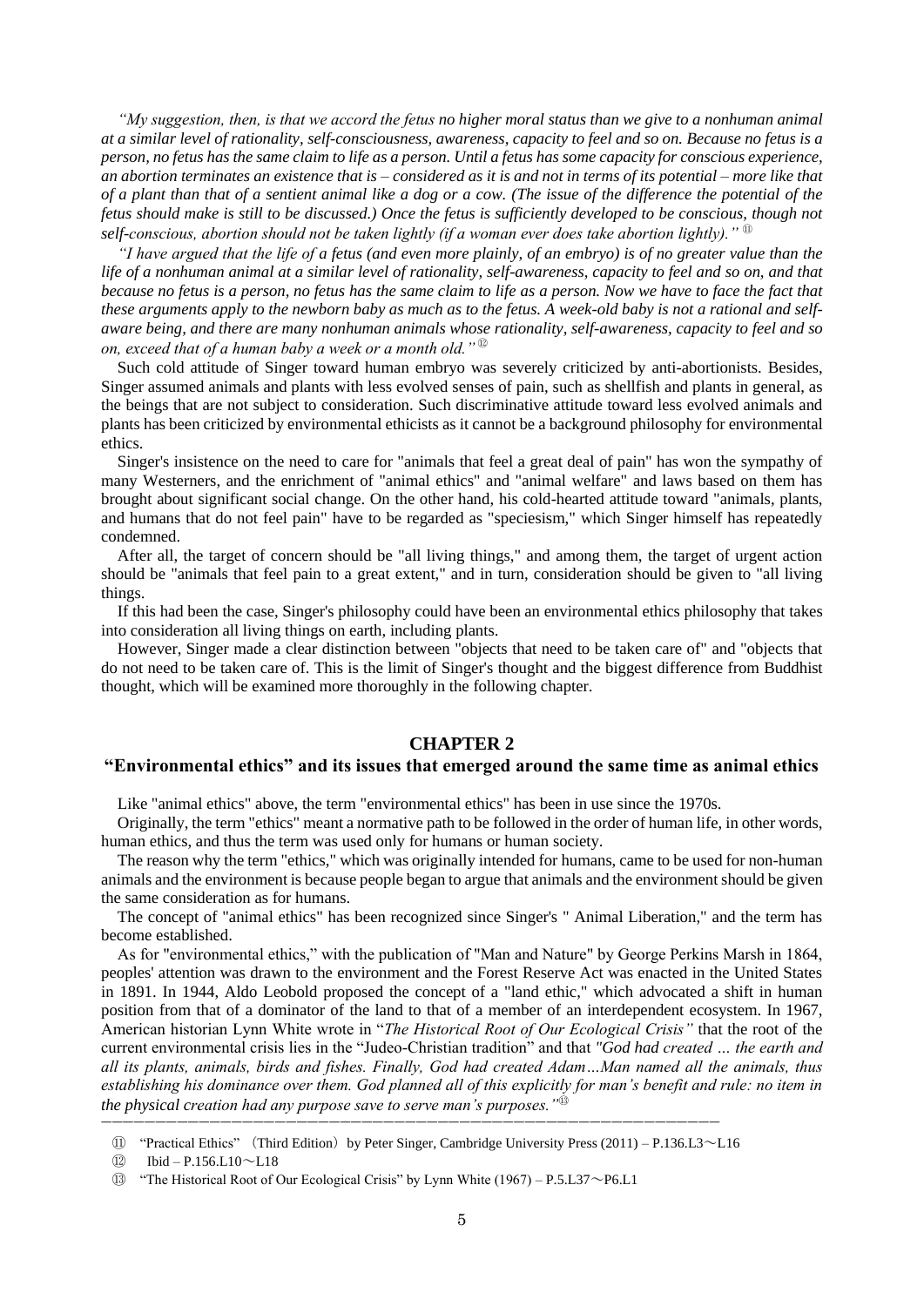*"My suggestion, then, is that we accord the fetus no higher moral status than we give to a nonhuman animal at a similar level of rationality, self-consciousness, awareness, capacity to feel and so on. Because no fetus is a person, no fetus has the same claim to life as a person. Until a fetus has some capacity for conscious experience, an abortion terminates an existence that is – considered as it is and not in terms of its potential – more like that of a plant than that of a sentient animal like a dog or a cow. (The issue of the difference the potential of the fetus should make is still to be discussed.) Once the fetus is sufficiently developed to be conscious, though not self-conscious, abortion should not be taken lightly (if a woman ever does take abortion lightly)."* [11]

*"I have argued that the life of a fetus (and even more plainly, of an embryo) is of no greater value than the life of a nonhuman animal at a similar level of rationality, self-awareness, capacity to feel and so on, and that because no fetus is a person, no fetus has the same claim to life as a person. Now we have to face the fact that these arguments apply to the newborn baby as much as to the fetus. A week-old baby is not a rational and self-aware being, and there are many nonhuman animals whose rationality, self-awareness, capacity to feel and so on, exceed that of a human baby a week or a month old."* [12]

Such cold attitude of Singer toward human embryo was severely criticized by anti-abortionists. Besides, Singer assumed animals and plants with less evolved senses of pain, such as shellfish and plants in general, as the beings that are not subject to consideration. Such discriminative attitude toward less evolved animals and plants has been criticized by environmental ethicists as it cannot be a background philosophy for environmental ethics.

Singer's insistence on the need to care for "animals that feel a great deal of pain" has won the sympathy of many Westerners, and the enrichment of "animal ethics" and "animal welfare" and laws based on them has brought about significant social change. On the other hand, his cold-hearted attitude toward "animals, plants, and humans that do not feel pain" have to be regarded as "speciesism," which Singer himself has repeatedly condemned.

After all, the target of concern should be "all living things," and among them, the target of urgent action should be "animals that feel pain to a great extent," and in turn, consideration should be given to "all living things.

If this had been the case, Singer's philosophy could have been an environmental ethics philosophy that takes into consideration all living things on earth, including plants.

However, Singer made a clear distinction between "objects that need to be taken care of" and "objects that do not need to be taken care of. This is the limit of Singer's thought and the biggest difference from Buddhist thought, which will be examined more thoroughly in the following chapter.

## CHAPTER 2

## "Environmental ethics" and its issues that emerged around the same time as animal ethics

Like "animal ethics" above, the term "environmental ethics" has been in use since the 1970s.

Originally, the term "ethics" meant a normative path to be followed in the order of human life, in other words, human ethics, and thus the term was used only for humans or human society.

The reason why the term "ethics," which was originally intended for humans, came to be used for non-human animals and the environment is because people began to argue that animals and the environment should be given the same consideration as for humans.

The concept of "animal ethics" has been recognized since Singer's " Animal Liberation," and the term has become established.

As for "environmental ethics," with the publication of "Man and Nature" by George Perkins Marsh in 1864, peoples' attention was drawn to the environment and the Forest Reserve Act was enacted in the United States in 1891. In 1944, Aldo Leobold proposed the concept of a "land ethic," which advocated a shift in human position from that of a dominator of the land to that of a member of an interdependent ecosystem. In 1967, American historian Lynn White wrote in "*The Historical Root of Our Ecological Crisis"* that the root of the current environmental crisis lies in the "Judeo-Christian tradition" and that *"God had created … the earth and all its plants, animals, birds and fishes. Finally, God had created Adam…Man named all the animals, thus establishing his dominance over them. God planned all of this explicitly for man's benefit and rule: no item in the physical creation had any purpose save to serve man's purposes."* [13]

---

[11] "Practical Ethics" （Third Edition）by Peter Singer, Cambridge University Press (2011) – P.136.L3～L16

[12] Ibid – P.156.L10～L18

[13] "The Historical Root of Our Ecological Crisis" by Lynn White (1967) – P.5.L37～P6.L1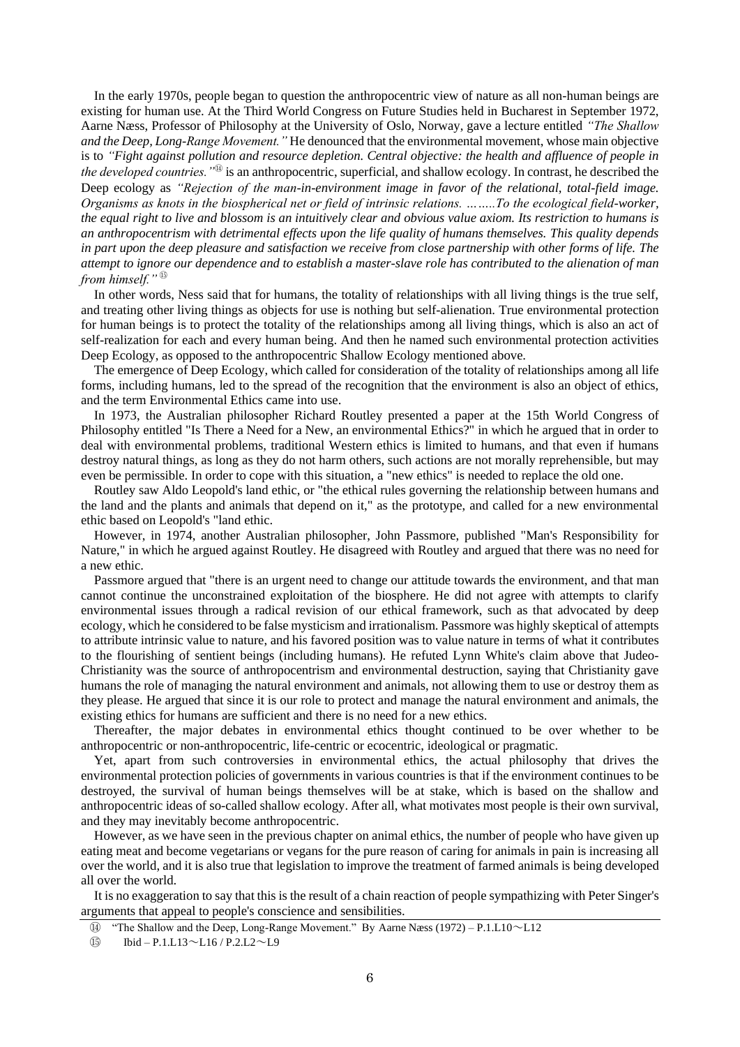In the early 1970s, people began to question the anthropocentric view of nature as all non-human beings are existing for human use. At the Third World Congress on Future Studies held in Bucharest in September 1972, Aarne Næss, Professor of Philosophy at the University of Oslo, Norway, gave a lecture entitled *"The Shallow and the Deep, Long-Range Movement."* He denounced that the environmental movement, whose main objective is to *"Fight against pollution and resource depletion. Central objective: the health and affluence of people in the developed countries."*[14] is an anthropocentric, superficial, and shallow ecology. In contrast, he described the Deep ecology as *"Rejection of the man-in-environment image in favor of the relational, total-field image. Organisms as knots in the biospherical net or field of intrinsic relations. ……..To the ecological field-worker, the equal right to live and blossom is an intuitively clear and obvious value axiom. Its restriction to humans is an anthropocentrism with detrimental effects upon the life quality of humans themselves. This quality depends in part upon the deep pleasure and satisfaction we receive from close partnership with other forms of life. The attempt to ignore our dependence and to establish a master-slave role has contributed to the alienation of man from himself."*[15]

In other words, Ness said that for humans, the totality of relationships with all living things is the true self, and treating other living things as objects for use is nothing but self-alienation. True environmental protection for human beings is to protect the totality of the relationships among all living things, which is also an act of self-realization for each and every human being. And then he named such environmental protection activities Deep Ecology, as opposed to the anthropocentric Shallow Ecology mentioned above.

The emergence of Deep Ecology, which called for consideration of the totality of relationships among all life forms, including humans, led to the spread of the recognition that the environment is also an object of ethics, and the term Environmental Ethics came into use.

In 1973, the Australian philosopher Richard Routley presented a paper at the 15th World Congress of Philosophy entitled "Is There a Need for a New, an environmental Ethics?" in which he argued that in order to deal with environmental problems, traditional Western ethics is limited to humans, and that even if humans destroy natural things, as long as they do not harm others, such actions are not morally reprehensible, but may even be permissible. In order to cope with this situation, a "new ethics" is needed to replace the old one.

Routley saw Aldo Leopold's land ethic, or "the ethical rules governing the relationship between humans and the land and the plants and animals that depend on it," as the prototype, and called for a new environmental ethic based on Leopold's "land ethic.

However, in 1974, another Australian philosopher, John Passmore, published "Man's Responsibility for Nature," in which he argued against Routley. He disagreed with Routley and argued that there was no need for a new ethic.

Passmore argued that "there is an urgent need to change our attitude towards the environment, and that man cannot continue the unconstrained exploitation of the biosphere. He did not agree with attempts to clarify environmental issues through a radical revision of our ethical framework, such as that advocated by deep ecology, which he considered to be false mysticism and irrationalism. Passmore was highly skeptical of attempts to attribute intrinsic value to nature, and his favored position was to value nature in terms of what it contributes to the flourishing of sentient beings (including humans). He refuted Lynn White's claim above that Judeo-Christianity was the source of anthropocentrism and environmental destruction, saying that Christianity gave humans the role of managing the natural environment and animals, not allowing them to use or destroy them as they please. He argued that since it is our role to protect and manage the natural environment and animals, the existing ethics for humans are sufficient and there is no need for a new ethics.

Thereafter, the major debates in environmental ethics thought continued to be over whether to be anthropocentric or non-anthropocentric, life-centric or ecocentric, ideological or pragmatic.

Yet, apart from such controversies in environmental ethics, the actual philosophy that drives the environmental protection policies of governments in various countries is that if the environment continues to be destroyed, the survival of human beings themselves will be at stake, which is based on the shallow and anthropocentric ideas of so-called shallow ecology. After all, what motivates most people is their own survival, and they may inevitably become anthropocentric.

However, as we have seen in the previous chapter on animal ethics, the number of people who have given up eating meat and become vegetarians or vegans for the pure reason of caring for animals in pain is increasing all over the world, and it is also true that legislation to improve the treatment of farmed animals is being developed all over the world.

It is no exaggeration to say that this is the result of a chain reaction of people sympathizing with Peter Singer's arguments that appeal to people's conscience and sensibilities.

---

[14] "The Shallow and the Deep, Long-Range Movement." By Aarne Næss (1972) – P.1.L10～L12

[15] Ibid – P.1.L13～L16 / P.2.L2～L9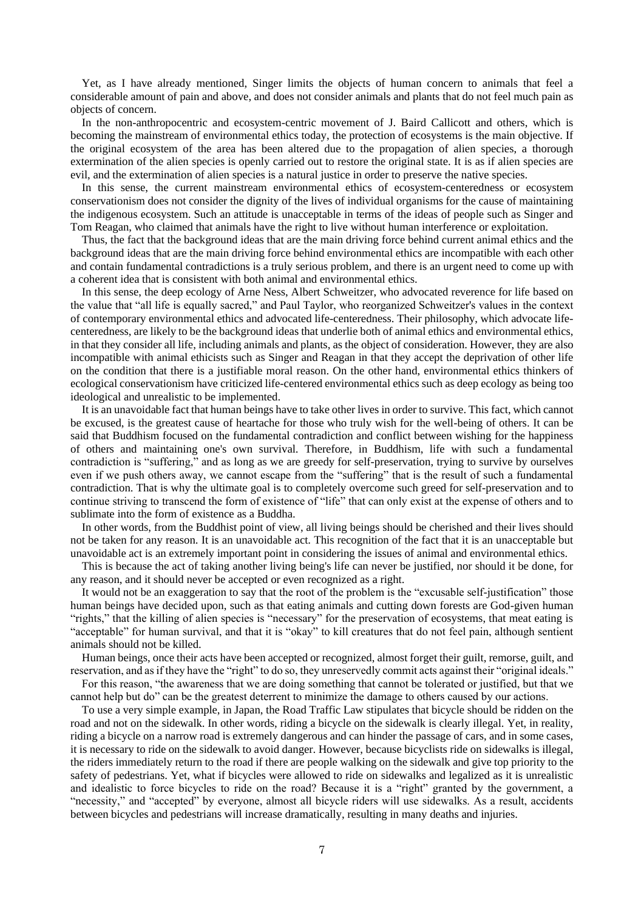Yet, as I have already mentioned, Singer limits the objects of human concern to animals that feel a considerable amount of pain and above, and does not consider animals and plants that do not feel much pain as objects of concern.

In the non-anthropocentric and ecosystem-centric movement of J. Baird Callicott and others, which is becoming the mainstream of environmental ethics today, the protection of ecosystems is the main objective. If the original ecosystem of the area has been altered due to the propagation of alien species, a thorough extermination of the alien species is openly carried out to restore the original state. It is as if alien species are evil, and the extermination of alien species is a natural justice in order to preserve the native species.

In this sense, the current mainstream environmental ethics of ecosystem-centeredness or ecosystem conservationism does not consider the dignity of the lives of individual organisms for the cause of maintaining the indigenous ecosystem. Such an attitude is unacceptable in terms of the ideas of people such as Singer and Tom Reagan, who claimed that animals have the right to live without human interference or exploitation.

Thus, the fact that the background ideas that are the main driving force behind current animal ethics and the background ideas that are the main driving force behind environmental ethics are incompatible with each other and contain fundamental contradictions is a truly serious problem, and there is an urgent need to come up with a coherent idea that is consistent with both animal and environmental ethics.

In this sense, the deep ecology of Arne Ness, Albert Schweitzer, who advocated reverence for life based on the value that "all life is equally sacred," and Paul Taylor, who reorganized Schweitzer's values in the context of contemporary environmental ethics and advocated life-centeredness. Their philosophy, which advocate life-centeredness, are likely to be the background ideas that underlie both of animal ethics and environmental ethics, in that they consider all life, including animals and plants, as the object of consideration. However, they are also incompatible with animal ethicists such as Singer and Reagan in that they accept the deprivation of other life on the condition that there is a justifiable moral reason. On the other hand, environmental ethics thinkers of ecological conservationism have criticized life-centered environmental ethics such as deep ecology as being too ideological and unrealistic to be implemented.

It is an unavoidable fact that human beings have to take other lives in order to survive. This fact, which cannot be excused, is the greatest cause of heartache for those who truly wish for the well-being of others. It can be said that Buddhism focused on the fundamental contradiction and conflict between wishing for the happiness of others and maintaining one's own survival. Therefore, in Buddhism, life with such a fundamental contradiction is "suffering," and as long as we are greedy for self-preservation, trying to survive by ourselves even if we push others away, we cannot escape from the "suffering" that is the result of such a fundamental contradiction. That is why the ultimate goal is to completely overcome such greed for self-preservation and to continue striving to transcend the form of existence of "life" that can only exist at the expense of others and to sublimate into the form of existence as a Buddha.

In other words, from the Buddhist point of view, all living beings should be cherished and their lives should not be taken for any reason. It is an unavoidable act. This recognition of the fact that it is an unacceptable but unavoidable act is an extremely important point in considering the issues of animal and environmental ethics.

This is because the act of taking another living being's life can never be justified, nor should it be done, for any reason, and it should never be accepted or even recognized as a right.

It would not be an exaggeration to say that the root of the problem is the "excusable self-justification" those human beings have decided upon, such as that eating animals and cutting down forests are God-given human "rights," that the killing of alien species is "necessary" for the preservation of ecosystems, that meat eating is "acceptable" for human survival, and that it is "okay" to kill creatures that do not feel pain, although sentient animals should not be killed.

Human beings, once their acts have been accepted or recognized, almost forget their guilt, remorse, guilt, and reservation, and as if they have the "right" to do so, they unreservedly commit acts against their "original ideals."

For this reason, "the awareness that we are doing something that cannot be tolerated or justified, but that we cannot help but do" can be the greatest deterrent to minimize the damage to others caused by our actions.

To use a very simple example, in Japan, the Road Traffic Law stipulates that bicycle should be ridden on the road and not on the sidewalk. In other words, riding a bicycle on the sidewalk is clearly illegal. Yet, in reality, riding a bicycle on a narrow road is extremely dangerous and can hinder the passage of cars, and in some cases, it is necessary to ride on the sidewalk to avoid danger. However, because bicyclists ride on sidewalks is illegal, the riders immediately return to the road if there are people walking on the sidewalk and give top priority to the safety of pedestrians. Yet, what if bicycles were allowed to ride on sidewalks and legalized as it is unrealistic and idealistic to force bicycles to ride on the road? Because it is a "right" granted by the government, a "necessity," and "accepted" by everyone, almost all bicycle riders will use sidewalks. As a result, accidents between bicycles and pedestrians will increase dramatically, resulting in many deaths and injuries.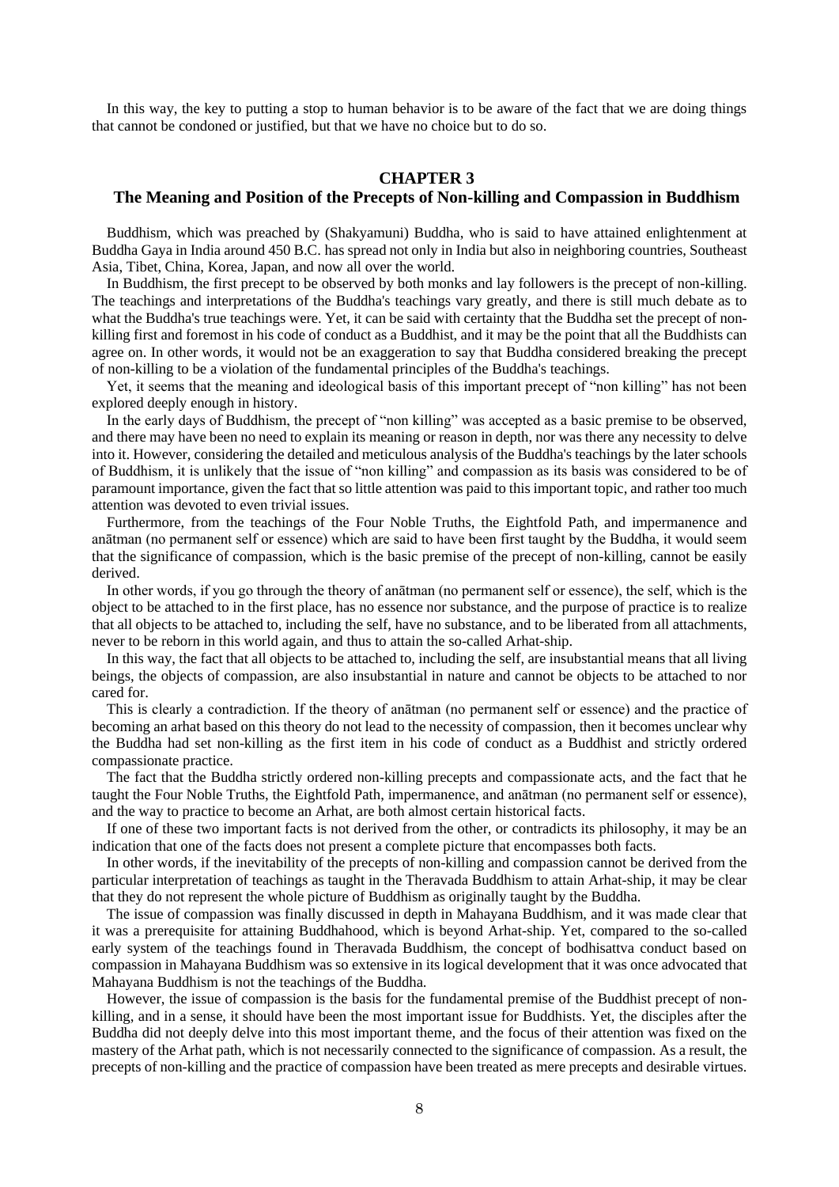In this way, the key to putting a stop to human behavior is to be aware of the fact that we are doing things that cannot be condoned or justified, but that we have no choice but to do so.

## CHAPTER 3
## The Meaning and Position of the Precepts of Non-killing and Compassion in Buddhism

Buddhism, which was preached by (Shakyamuni) Buddha, who is said to have attained enlightenment at Buddha Gaya in India around 450 B.C. has spread not only in India but also in neighboring countries, Southeast Asia, Tibet, China, Korea, Japan, and now all over the world.

In Buddhism, the first precept to be observed by both monks and lay followers is the precept of non-killing. The teachings and interpretations of the Buddha's teachings vary greatly, and there is still much debate as to what the Buddha's true teachings were. Yet, it can be said with certainty that the Buddha set the precept of non-killing first and foremost in his code of conduct as a Buddhist, and it may be the point that all the Buddhists can agree on. In other words, it would not be an exaggeration to say that Buddha considered breaking the precept of non-killing to be a violation of the fundamental principles of the Buddha's teachings.

Yet, it seems that the meaning and ideological basis of this important precept of "non killing" has not been explored deeply enough in history.

In the early days of Buddhism, the precept of "non killing" was accepted as a basic premise to be observed, and there may have been no need to explain its meaning or reason in depth, nor was there any necessity to delve into it. However, considering the detailed and meticulous analysis of the Buddha's teachings by the later schools of Buddhism, it is unlikely that the issue of "non killing" and compassion as its basis was considered to be of paramount importance, given the fact that so little attention was paid to this important topic, and rather too much attention was devoted to even trivial issues.

Furthermore, from the teachings of the Four Noble Truths, the Eightfold Path, and impermanence and anātman (no permanent self or essence) which are said to have been first taught by the Buddha, it would seem that the significance of compassion, which is the basic premise of the precept of non-killing, cannot be easily derived.

In other words, if you go through the theory of anātman (no permanent self or essence), the self, which is the object to be attached to in the first place, has no essence nor substance, and the purpose of practice is to realize that all objects to be attached to, including the self, have no substance, and to be liberated from all attachments, never to be reborn in this world again, and thus to attain the so-called Arhat-ship.

In this way, the fact that all objects to be attached to, including the self, are insubstantial means that all living beings, the objects of compassion, are also insubstantial in nature and cannot be objects to be attached to nor cared for.

This is clearly a contradiction. If the theory of anātman (no permanent self or essence) and the practice of becoming an arhat based on this theory do not lead to the necessity of compassion, then it becomes unclear why the Buddha had set non-killing as the first item in his code of conduct as a Buddhist and strictly ordered compassionate practice.

The fact that the Buddha strictly ordered non-killing precepts and compassionate acts, and the fact that he taught the Four Noble Truths, the Eightfold Path, impermanence, and anātman (no permanent self or essence), and the way to practice to become an Arhat, are both almost certain historical facts.

If one of these two important facts is not derived from the other, or contradicts its philosophy, it may be an indication that one of the facts does not present a complete picture that encompasses both facts.

In other words, if the inevitability of the precepts of non-killing and compassion cannot be derived from the particular interpretation of teachings as taught in the Theravada Buddhism to attain Arhat-ship, it may be clear that they do not represent the whole picture of Buddhism as originally taught by the Buddha.

The issue of compassion was finally discussed in depth in Mahayana Buddhism, and it was made clear that it was a prerequisite for attaining Buddhahood, which is beyond Arhat-ship. Yet, compared to the so-called early system of the teachings found in Theravada Buddhism, the concept of bodhisattva conduct based on compassion in Mahayana Buddhism was so extensive in its logical development that it was once advocated that Mahayana Buddhism is not the teachings of the Buddha.

However, the issue of compassion is the basis for the fundamental premise of the Buddhist precept of non-killing, and in a sense, it should have been the most important issue for Buddhists. Yet, the disciples after the Buddha did not deeply delve into this most important theme, and the focus of their attention was fixed on the mastery of the Arhat path, which is not necessarily connected to the significance of compassion. As a result, the precepts of non-killing and the practice of compassion have been treated as mere precepts and desirable virtues.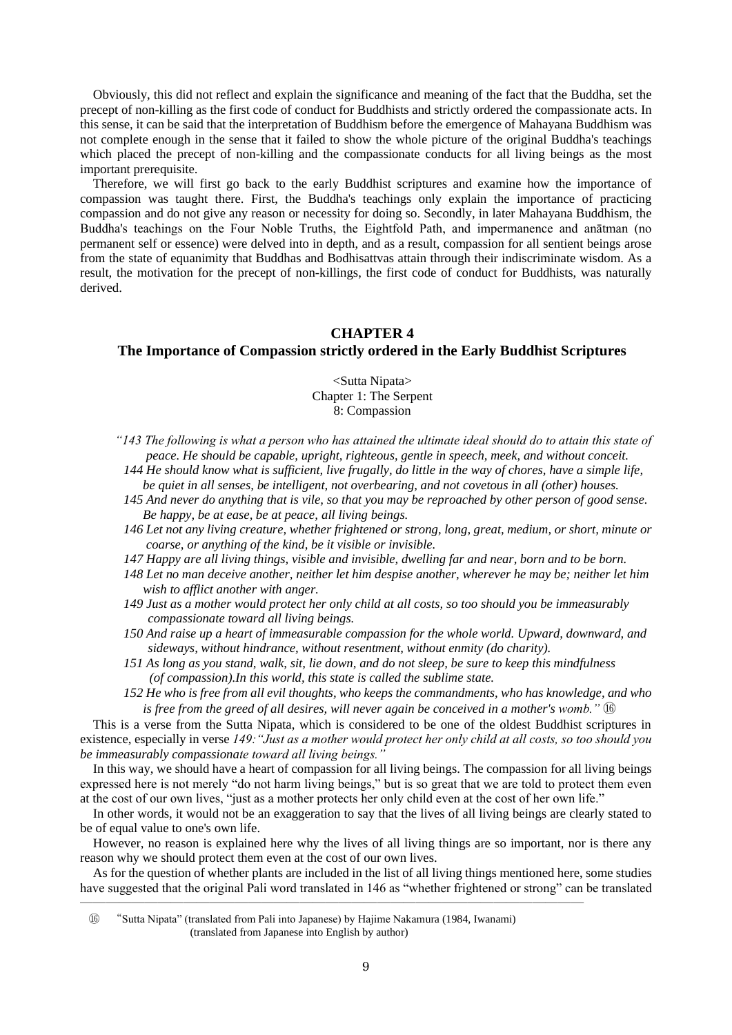Obviously, this did not reflect and explain the significance and meaning of the fact that the Buddha, set the precept of non-killing as the first code of conduct for Buddhists and strictly ordered the compassionate acts. In this sense, it can be said that the interpretation of Buddhism before the emergence of Mahayana Buddhism was not complete enough in the sense that it failed to show the whole picture of the original Buddha's teachings which placed the precept of non-killing and the compassionate conducts for all living beings as the most important prerequisite.

Therefore, we will first go back to the early Buddhist scriptures and examine how the importance of compassion was taught there. First, the Buddha's teachings only explain the importance of practicing compassion and do not give any reason or necessity for doing so. Secondly, in later Mahayana Buddhism, the Buddha's teachings on the Four Noble Truths, the Eightfold Path, and impermanence and anātman (no permanent self or essence) were delved into in depth, and as a result, compassion for all sentient beings arose from the state of equanimity that Buddhas and Bodhisattvas attain through their indiscriminate wisdom. As a result, the motivation for the precept of non-killings, the first code of conduct for Buddhists, was naturally derived.

## CHAPTER 4
## The Importance of Compassion strictly ordered in the Early Buddhist Scriptures

<Sutta Nipata>
Chapter 1: The Serpent
8: Compassion

*"143 The following is what a person who has attained the ultimate ideal should do to attain this state of peace. He should be capable, upright, righteous, gentle in speech, meek, and without conceit.*
*144 He should know what is sufficient, live frugally, do little in the way of chores, have a simple life, be quiet in all senses, be intelligent, not overbearing, and not covetous in all (other) houses.*
*145 And never do anything that is vile, so that you may be reproached by other person of good sense. Be happy, be at ease, be at peace, all living beings.*
*146 Let not any living creature, whether frightened or strong, long, great, medium, or short, minute or coarse, or anything of the kind, be it visible or invisible.*
*147 Happy are all living things, visible and invisible, dwelling far and near, born and to be born.*
*148 Let no man deceive another, neither let him despise another, wherever he may be; neither let him wish to afflict another with anger.*
*149 Just as a mother would protect her only child at all costs, so too should you be immeasurably compassionate toward all living beings.*
*150 And raise up a heart of immeasurable compassion for the whole world. Upward, downward, and sideways, without hindrance, without resentment, without enmity (do charity).*
*151 As long as you stand, walk, sit, lie down, and do not sleep, be sure to keep this mindfulness (of compassion).In this world, this state is called the sublime state.*
*152 He who is free from all evil thoughts, who keeps the commandments, who has knowledge, and who is free from the greed of all desires, will never again be conceived in a mother's womb."* ⑯

This is a verse from the Sutta Nipata, which is considered to be one of the oldest Buddhist scriptures in existence, especially in verse *149:"Just as a mother would protect her only child at all costs, so too should you be immeasurably compassionate toward all living beings."*

In this way, we should have a heart of compassion for all living beings. The compassion for all living beings expressed here is not merely "do not harm living beings," but is so great that we are told to protect them even at the cost of our own lives, "just as a mother protects her only child even at the cost of her own life."

In other words, it would not be an exaggeration to say that the lives of all living beings are clearly stated to be of equal value to one's own life.

However, no reason is explained here why the lives of all living things are so important, nor is there any reason why we should protect them even at the cost of our own lives.

As for the question of whether plants are included in the list of all living things mentioned here, some studies have suggested that the original Pali word translated in 146 as "whether frightened or strong" can be translated

---

⑯ "Sutta Nipata" (translated from Pali into Japanese) by Hajime Nakamura (1984, Iwanami) (translated from Japanese into English by author)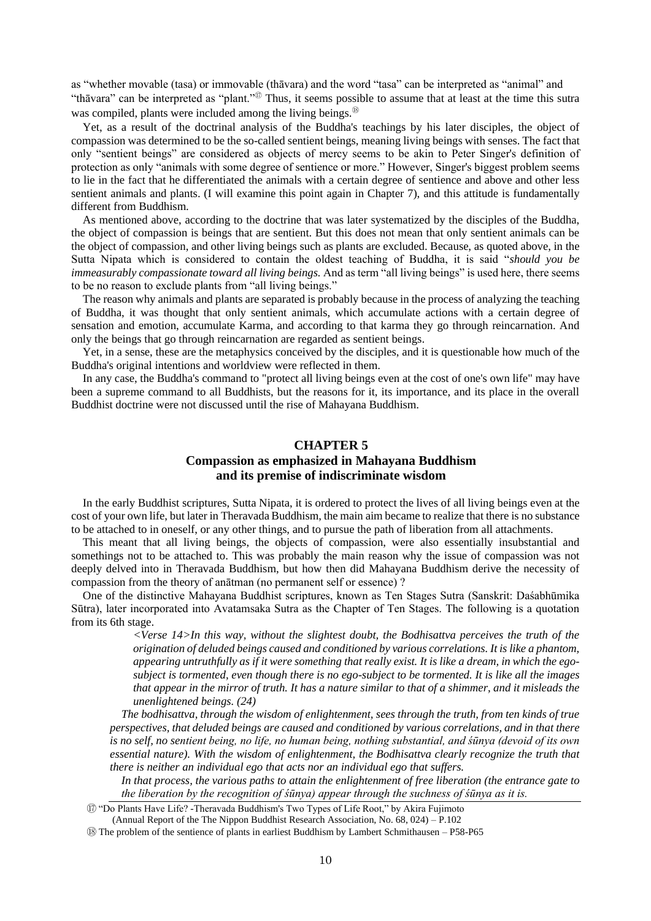as "whether movable (tasa) or immovable (thāvara) and the word "tasa" can be interpreted as "animal" and "thāvara" can be interpreted as "plant."[17] Thus, it seems possible to assume that at least at the time this sutra was compiled, plants were included among the living beings.[18]

Yet, as a result of the doctrinal analysis of the Buddha's teachings by his later disciples, the object of compassion was determined to be the so-called sentient beings, meaning living beings with senses. The fact that only "sentient beings" are considered as objects of mercy seems to be akin to Peter Singer's definition of protection as only "animals with some degree of sentience or more." However, Singer's biggest problem seems to lie in the fact that he differentiated the animals with a certain degree of sentience and above and other less sentient animals and plants. (I will examine this point again in Chapter 7), and this attitude is fundamentally different from Buddhism.

As mentioned above, according to the doctrine that was later systematized by the disciples of the Buddha, the object of compassion is beings that are sentient. But this does not mean that only sentient animals can be the object of compassion, and other living beings such as plants are excluded. Because, as quoted above, in the Sutta Nipata which is considered to contain the oldest teaching of Buddha, it is said "*should you be immeasurably compassionate toward all living beings.* And as term "all living beings" is used here, there seems to be no reason to exclude plants from "all living beings."

The reason why animals and plants are separated is probably because in the process of analyzing the teaching of Buddha, it was thought that only sentient animals, which accumulate actions with a certain degree of sensation and emotion, accumulate Karma, and according to that karma they go through reincarnation. And only the beings that go through reincarnation are regarded as sentient beings.

Yet, in a sense, these are the metaphysics conceived by the disciples, and it is questionable how much of the Buddha's original intentions and worldview were reflected in them.

In any case, the Buddha's command to "protect all living beings even at the cost of one's own life" may have been a supreme command to all Buddhists, but the reasons for it, its importance, and its place in the overall Buddhist doctrine were not discussed until the rise of Mahayana Buddhism.

## CHAPTER 5
## Compassion as emphasized in Mahayana Buddhism and its premise of indiscriminate wisdom

In the early Buddhist scriptures, Sutta Nipata, it is ordered to protect the lives of all living beings even at the cost of your own life, but later in Theravada Buddhism, the main aim became to realize that there is no substance to be attached to in oneself, or any other things, and to pursue the path of liberation from all attachments.

This meant that all living beings, the objects of compassion, were also essentially insubstantial and somethings not to be attached to. This was probably the main reason why the issue of compassion was not deeply delved into in Theravada Buddhism, but how then did Mahayana Buddhism derive the necessity of compassion from the theory of anātman (no permanent self or essence) ?

One of the distinctive Mahayana Buddhist scriptures, known as Ten Stages Sutra (Sanskrit: Daśabhūmika Sūtra), later incorporated into Avatamsaka Sutra as the Chapter of Ten Stages. The following is a quotation from its 6th stage.

> *<Verse 14>In this way, without the slightest doubt, the Bodhisattva perceives the truth of the origination of deluded beings caused and conditioned by various correlations. It is like a phantom, appearing untruthfully as if it were something that really exist. It is like a dream, in which the ego-subject is tormented, even though there is no ego-subject to be tormented. It is like all the images that appear in the mirror of truth. It has a nature similar to that of a shimmer, and it misleads the unenlightened beings. (24)*
>
> *The bodhisattva, through the wisdom of enlightenment, sees through the truth, from ten kinds of true perspectives, that deluded beings are caused and conditioned by various correlations, and in that there is no self, no sentient being, no life, no human being, nothing substantial, and śūnya (devoid of its own essential nature). With the wisdom of enlightenment, the Bodhisattva clearly recognize the truth that there is neither an individual ego that acts nor an individual ego that suffers.*
>
> *In that process, the various paths to attain the enlightenment of free liberation (the entrance gate to the liberation by the recognition of śūnya) appear through the suchness of śūnya as it is.*

[17] "Do Plants Have Life? -Theravada Buddhism's Two Types of Life Root," by Akira Fujimoto (Annual Report of the The Nippon Buddhist Research Association, No. 68, 024) – P.102

[18] The problem of the sentience of plants in earliest Buddhism by Lambert Schmithausen – P58-P65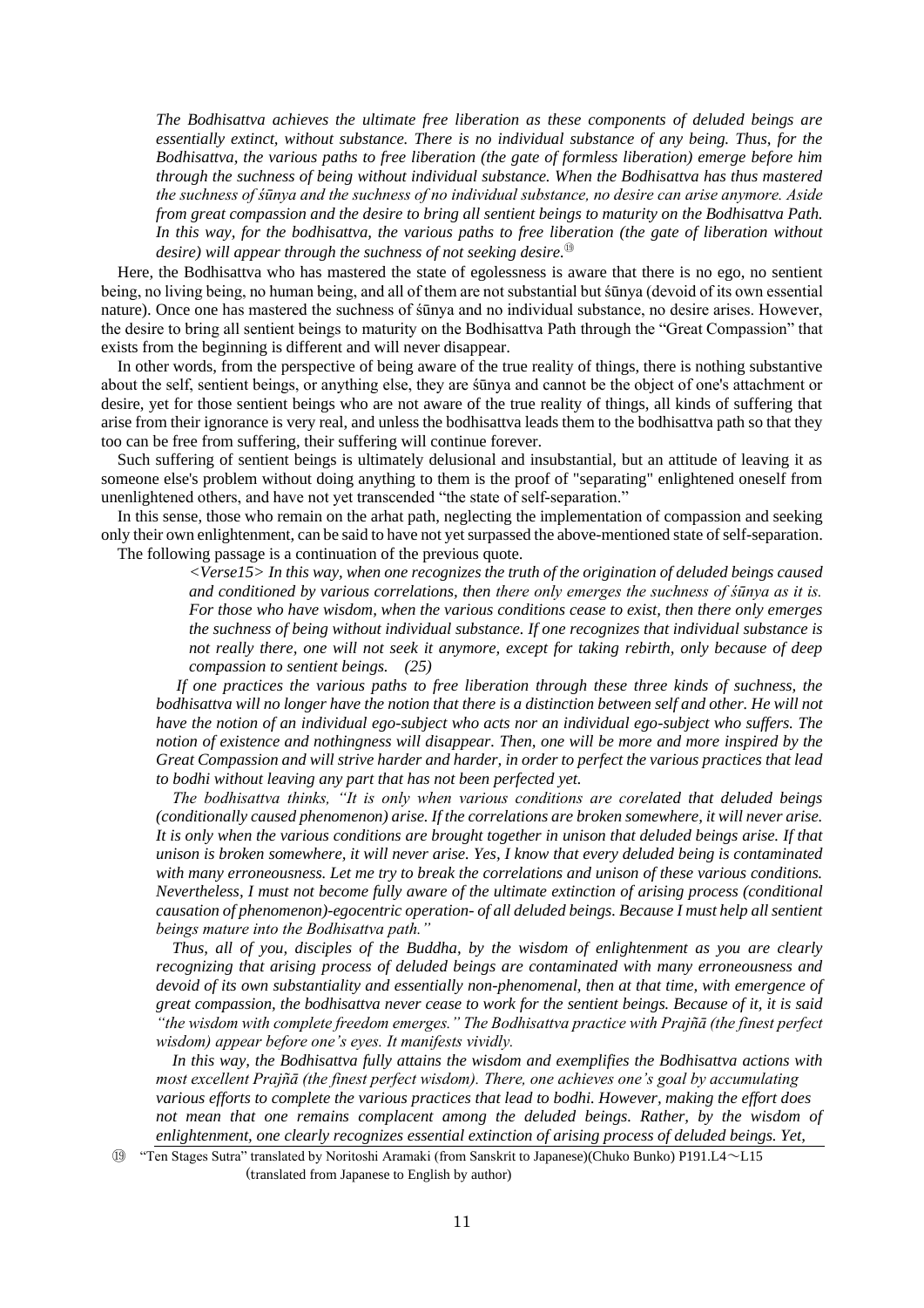> *The Bodhisattva achieves the ultimate free liberation as these components of deluded beings are essentially extinct, without substance. There is no individual substance of any being. Thus, for the Bodhisattva, the various paths to free liberation (the gate of formless liberation) emerge before him through the suchness of being without individual substance. When the Bodhisattva has thus mastered the suchness of śūnya and the suchness of no individual substance, no desire can arise anymore. Aside from great compassion and the desire to bring all sentient beings to maturity on the Bodhisattva Path. In this way, for the bodhisattva, the various paths to free liberation (the gate of liberation without desire) will appear through the suchness of not seeking desire.*[19]

Here, the Bodhisattva who has mastered the state of egolessness is aware that there is no ego, no sentient being, no living being, no human being, and all of them are not substantial but śūnya (devoid of its own essential nature). Once one has mastered the suchness of śūnya and no individual substance, no desire arises. However, the desire to bring all sentient beings to maturity on the Bodhisattva Path through the "Great Compassion" that exists from the beginning is different and will never disappear.

In other words, from the perspective of being aware of the true reality of things, there is nothing substantive about the self, sentient beings, or anything else, they are śūnya and cannot be the object of one's attachment or desire, yet for those sentient beings who are not aware of the true reality of things, all kinds of suffering that arise from their ignorance is very real, and unless the bodhisattva leads them to the bodhisattva path so that they too can be free from suffering, their suffering will continue forever.

Such suffering of sentient beings is ultimately delusional and insubstantial, but an attitude of leaving it as someone else's problem without doing anything to them is the proof of "separating" enlightened oneself from unenlightened others, and have not yet transcended "the state of self-separation."

In this sense, those who remain on the arhat path, neglecting the implementation of compassion and seeking only their own enlightenment, can be said to have not yet surpassed the above-mentioned state of self-separation.

The following passage is a continuation of the previous quote.

> *<Verse15> In this way, when one recognizes the truth of the origination of deluded beings caused and conditioned by various correlations, then there only emerges the suchness of śūnya as it is. For those who have wisdom, when the various conditions cease to exist, then there only emerges the suchness of being without individual substance. If one recognizes that individual substance is not really there, one will not seek it anymore, except for taking rebirth, only because of deep compassion to sentient beings. (25)*
>
> *If one practices the various paths to free liberation through these three kinds of suchness, the bodhisattva will no longer have the notion that there is a distinction between self and other. He will not have the notion of an individual ego-subject who acts nor an individual ego-subject who suffers. The notion of existence and nothingness will disappear. Then, one will be more and more inspired by the Great Compassion and will strive harder and harder, in order to perfect the various practices that lead to bodhi without leaving any part that has not been perfected yet.*
>
> *The bodhisattva thinks, "It is only when various conditions are corelated that deluded beings (conditionally caused phenomenon) arise. If the correlations are broken somewhere, it will never arise. It is only when the various conditions are brought together in unison that deluded beings arise. If that unison is broken somewhere, it will never arise. Yes, I know that every deluded being is contaminated with many erroneousness. Let me try to break the correlations and unison of these various conditions. Nevertheless, I must not become fully aware of the ultimate extinction of arising process (conditional causation of phenomenon)-egocentric operation- of all deluded beings. Because I must help all sentient beings mature into the Bodhisattva path."*
>
> *Thus, all of you, disciples of the Buddha, by the wisdom of enlightenment as you are clearly recognizing that arising process of deluded beings are contaminated with many erroneousness and devoid of its own substantiality and essentially non-phenomenal, then at that time, with emergence of great compassion, the bodhisattva never cease to work for the sentient beings. Because of it, it is said "the wisdom with complete freedom emerges." The Bodhisattva practice with Prajñā (the finest perfect wisdom) appear before one's eyes. It manifests vividly.*
>
> *In this way, the Bodhisattva fully attains the wisdom and exemplifies the Bodhisattva actions with most excellent Prajñā (the finest perfect wisdom). There, one achieves one's goal by accumulating various efforts to complete the various practices that lead to bodhi. However, making the effort does not mean that one remains complacent among the deluded beings. Rather, by the wisdom of enlightenment, one clearly recognizes essential extinction of arising process of deluded beings. Yet,*

---

[19] "Ten Stages Sutra" translated by Noritoshi Aramaki (from Sanskrit to Japanese)(Chuko Bunko) P191.L4～L15 (translated from Japanese to English by author)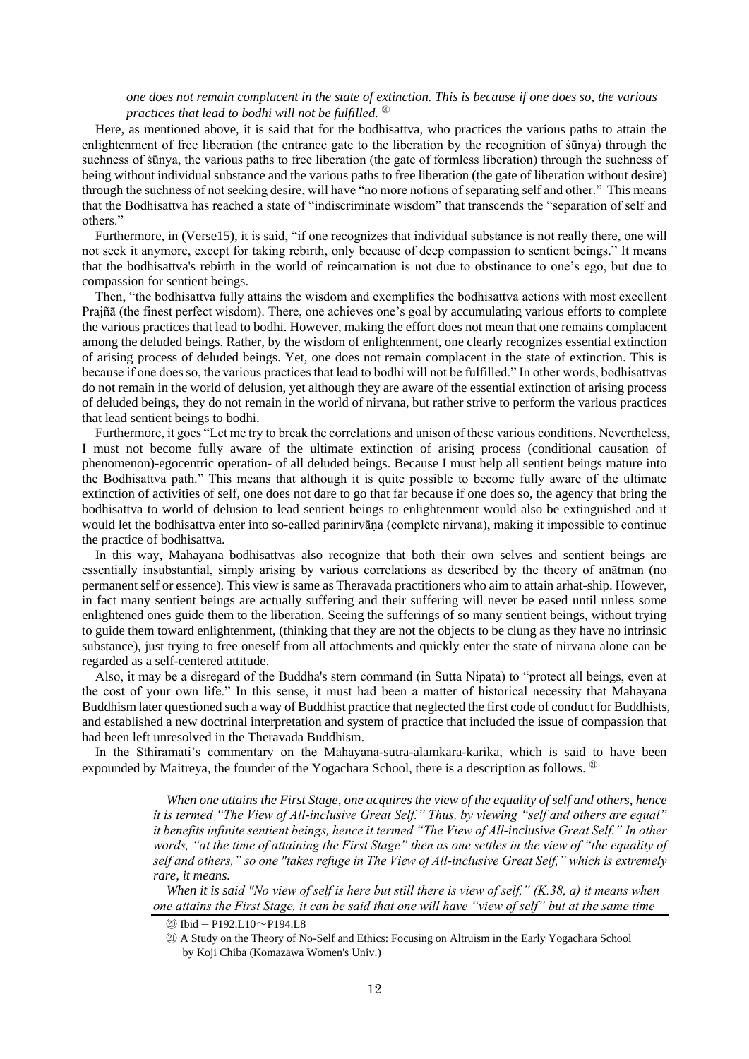*one does not remain complacent in the state of extinction. This is because if one does so, the various practices that lead to bodhi will not be fulfilled.* ⑳

Here, as mentioned above, it is said that for the bodhisattva, who practices the various paths to attain the enlightenment of free liberation (the entrance gate to the liberation by the recognition of śūnya) through the suchness of śūnya, the various paths to free liberation (the gate of formless liberation) through the suchness of being without individual substance and the various paths to free liberation (the gate of liberation without desire) through the suchness of not seeking desire, will have "no more notions of separating self and other." This means that the Bodhisattva has reached a state of "indiscriminate wisdom" that transcends the "separation of self and others."

Furthermore, in (Verse15), it is said, "if one recognizes that individual substance is not really there, one will not seek it anymore, except for taking rebirth, only because of deep compassion to sentient beings." It means that the bodhisattva's rebirth in the world of reincarnation is not due to obstinance to one's ego, but due to compassion for sentient beings.

Then, "the bodhisattva fully attains the wisdom and exemplifies the bodhisattva actions with most excellent Prajñā (the finest perfect wisdom). There, one achieves one's goal by accumulating various efforts to complete the various practices that lead to bodhi. However, making the effort does not mean that one remains complacent among the deluded beings. Rather, by the wisdom of enlightenment, one clearly recognizes essential extinction of arising process of deluded beings. Yet, one does not remain complacent in the state of extinction. This is because if one does so, the various practices that lead to bodhi will not be fulfilled." In other words, bodhisattvas do not remain in the world of delusion, yet although they are aware of the essential extinction of arising process of deluded beings, they do not remain in the world of nirvana, but rather strive to perform the various practices that lead sentient beings to bodhi.

Furthermore, it goes "Let me try to break the correlations and unison of these various conditions. Nevertheless, I must not become fully aware of the ultimate extinction of arising process (conditional causation of phenomenon)-egocentric operation- of all deluded beings. Because I must help all sentient beings mature into the Bodhisattva path." This means that although it is quite possible to become fully aware of the ultimate extinction of activities of self, one does not dare to go that far because if one does so, the agency that bring the bodhisattva to world of delusion to lead sentient beings to enlightenment would also be extinguished and it would let the bodhisattva enter into so-called parinirvāṇa (complete nirvana), making it impossible to continue the practice of bodhisattva.

In this way, Mahayana bodhisattvas also recognize that both their own selves and sentient beings are essentially insubstantial, simply arising by various correlations as described by the theory of anātman (no permanent self or essence). This view is same as Theravada practitioners who aim to attain arhat-ship. However, in fact many sentient beings are actually suffering and their suffering will never be eased until unless some enlightened ones guide them to the liberation. Seeing the sufferings of so many sentient beings, without trying to guide them toward enlightenment, (thinking that they are not the objects to be clung as they have no intrinsic substance), just trying to free oneself from all attachments and quickly enter the state of nirvana alone can be regarded as a self-centered attitude.

Also, it may be a disregard of the Buddha's stern command (in Sutta Nipata) to "protect all beings, even at the cost of your own life." In this sense, it must had been a matter of historical necessity that Mahayana Buddhism later questioned such a way of Buddhist practice that neglected the first code of conduct for Buddhists, and established a new doctrinal interpretation and system of practice that included the issue of compassion that had been left unresolved in the Theravada Buddhism.

In the Sthiramati's commentary on the Mahayana-sutra-alamkara-karika, which is said to have been expounded by Maitreya, the founder of the Yogachara School, there is a description as follows. ㉑

> *When one attains the First Stage, one acquires the view of the equality of self and others, hence it is termed "The View of All-inclusive Great Self." Thus, by viewing "self and others are equal" it benefits infinite sentient beings, hence it termed "The View of All-inclusive Great Self." In other words, "at the time of attaining the First Stage" then as one settles in the view of "the equality of self and others," so one "takes refuge in The View of All-inclusive Great Self," which is extremely rare, it means.*
>
> *When it is said "No view of self is here but still there is view of self," (K.38, a) it means when one attains the First Stage, it can be said that one will have "view of self" but at the same time*

---

⑳ Ibid－P192.L10～P194.L8

㉑ A Study on the Theory of No-Self and Ethics: Focusing on Altruism in the Early Yogachara School by Koji Chiba (Komazawa Women's Univ.)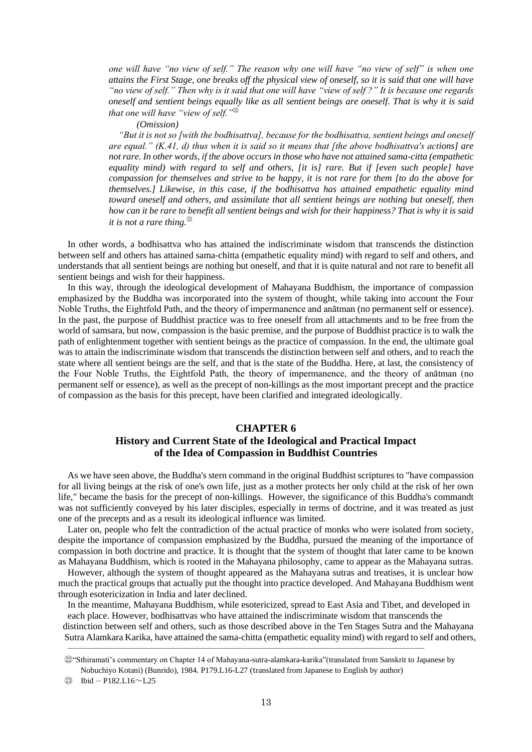*one will have "no view of self." The reason why one will have "no view of self" is when one attains the First Stage, one breaks off the physical view of oneself, so it is said that one will have "no view of self." Then why is it said that one will have "view of self ?" It is because one regards oneself and sentient beings equally like as all sentient beings are oneself. That is why it is said that one will have "view of self."*[22]

*(Omission)*

*"But it is not so [with the bodhisattva], because for the bodhisattva, sentient beings and oneself are equal." (K.41, d) thus when it is said so it means that [the above bodhisattva's actions] are not rare. In other words, if the above occurs in those who have not attained sama-citta (empathetic equality mind) with regard to self and others, [it is] rare. But if [even such people] have compassion for themselves and strive to be happy, it is not rare for them [to do the above for themselves.] Likewise, in this case, if the bodhisattva has attained empathetic equality mind toward oneself and others, and assimilate that all sentient beings are nothing but oneself, then how can it be rare to benefit all sentient beings and wish for their happiness? That is why it is said it is not a rare thing.*[23]

In other words, a bodhisattva who has attained the indiscriminate wisdom that transcends the distinction between self and others has attained sama-chitta (empathetic equality mind) with regard to self and others, and understands that all sentient beings are nothing but oneself, and that it is quite natural and not rare to benefit all sentient beings and wish for their happiness.

In this way, through the ideological development of Mahayana Buddhism, the importance of compassion emphasized by the Buddha was incorporated into the system of thought, while taking into account the Four Noble Truths, the Eightfold Path, and the theory of impermanence and anātman (no permanent self or essence). In the past, the purpose of Buddhist practice was to free oneself from all attachments and to be free from the world of samsara, but now, compassion is the basic premise, and the purpose of Buddhist practice is to walk the path of enlightenment together with sentient beings as the practice of compassion. In the end, the ultimate goal was to attain the indiscriminate wisdom that transcends the distinction between self and others, and to reach the state where all sentient beings are the self, and that is the state of the Buddha. Here, at last, the consistency of the Four Noble Truths, the Eightfold Path, the theory of impermanence, and the theory of anātman (no permanent self or essence), as well as the precept of non-killings as the most important precept and the practice of compassion as the basis for this precept, have been clarified and integrated ideologically.

## CHAPTER 6
## History and Current State of the Ideological and Practical Impact of the Idea of Compassion in Buddhist Countries

As we have seen above, the Buddha's stern command in the original Buddhist scriptures to "have compassion for all living beings at the risk of one's own life, just as a mother protects her only child at the risk of her own life," became the basis for the precept of non-killings. However, the significance of this Buddha's commandt was not sufficiently conveyed by his later disciples, especially in terms of doctrine, and it was treated as just one of the precepts and as a result its ideological influence was limited.

Later on, people who felt the contradiction of the actual practice of monks who were isolated from society, despite the importance of compassion emphasized by the Buddha, pursued the meaning of the importance of compassion in both doctrine and practice. It is thought that the system of thought that later came to be known as Mahayana Buddhism, which is rooted in the Mahayana philosophy, came to appear as the Mahayana sutras.

However, although the system of thought appeared as the Mahayana sutras and treatises, it is unclear how much the practical groups that actually put the thought into practice developed. And Mahayana Buddhism went through esotericization in India and later declined.

In the meantime, Mahayana Buddhism, while esotericized, spread to East Asia and Tibet, and developed in each place. However, bodhisattvas who have attained the indiscriminate wisdom that transcends the distinction between self and others, such as those described above in the Ten Stages Sutra and the Mahayana Sutra Alamkara Karika, have attained the sama-chitta (empathetic equality mind) with regard to self and others,

---

[22] "Sthiramati's commentary on Chapter 14 of Mahayana-sutra-alamkara-karika"(translated from Sanskrit to Japanese by Nobuchiyo Kotani) (Bunrido), 1984. P179.L16-L27 (translated from Japanese to English by author)

[23] Ibid－P182.L16～L25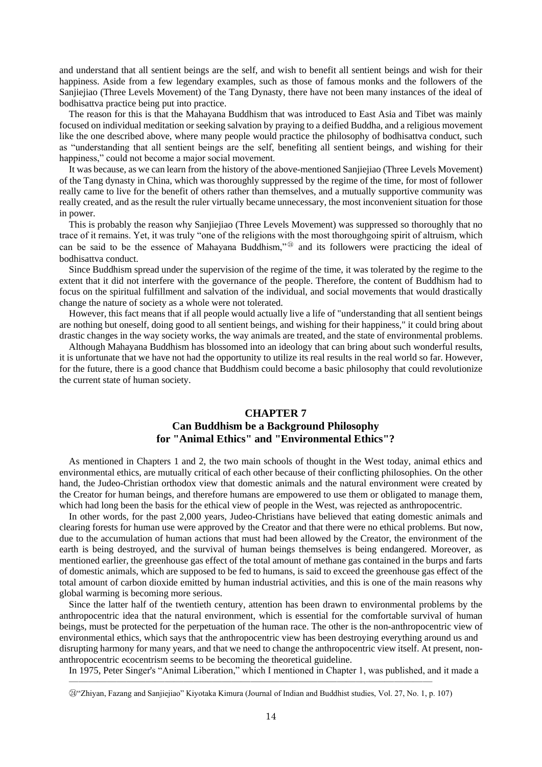and understand that all sentient beings are the self, and wish to benefit all sentient beings and wish for their happiness. Aside from a few legendary examples, such as those of famous monks and the followers of the Sanjiejiao (Three Levels Movement) of the Tang Dynasty, there have not been many instances of the ideal of bodhisattva practice being put into practice.

The reason for this is that the Mahayana Buddhism that was introduced to East Asia and Tibet was mainly focused on individual meditation or seeking salvation by praying to a deified Buddha, and a religious movement like the one described above, where many people would practice the philosophy of bodhisattva conduct, such as "understanding that all sentient beings are the self, benefiting all sentient beings, and wishing for their happiness," could not become a major social movement.

It was because, as we can learn from the history of the above-mentioned Sanjiejiao (Three Levels Movement) of the Tang dynasty in China, which was thoroughly suppressed by the regime of the time, for most of follower really came to live for the benefit of others rather than themselves, and a mutually supportive community was really created, and as the result the ruler virtually became unnecessary, the most inconvenient situation for those in power.

This is probably the reason why Sanjiejiao (Three Levels Movement) was suppressed so thoroughly that no trace of it remains. Yet, it was truly "one of the religions with the most thoroughgoing spirit of altruism, which can be said to be the essence of Mahayana Buddhism,"[24] and its followers were practicing the ideal of bodhisattva conduct.

Since Buddhism spread under the supervision of the regime of the time, it was tolerated by the regime to the extent that it did not interfere with the governance of the people. Therefore, the content of Buddhism had to focus on the spiritual fulfillment and salvation of the individual, and social movements that would drastically change the nature of society as a whole were not tolerated.

However, this fact means that if all people would actually live a life of "understanding that all sentient beings are nothing but oneself, doing good to all sentient beings, and wishing for their happiness," it could bring about drastic changes in the way society works, the way animals are treated, and the state of environmental problems.

Although Mahayana Buddhism has blossomed into an ideology that can bring about such wonderful results, it is unfortunate that we have not had the opportunity to utilize its real results in the real world so far. However, for the future, there is a good chance that Buddhism could become a basic philosophy that could revolutionize the current state of human society.

## CHAPTER 7
## Can Buddhism be a Background Philosophy for "Animal Ethics" and "Environmental Ethics"?

As mentioned in Chapters 1 and 2, the two main schools of thought in the West today, animal ethics and environmental ethics, are mutually critical of each other because of their conflicting philosophies. On the other hand, the Judeo-Christian orthodox view that domestic animals and the natural environment were created by the Creator for human beings, and therefore humans are empowered to use them or obligated to manage them, which had long been the basis for the ethical view of people in the West, was rejected as anthropocentric.

In other words, for the past 2,000 years, Judeo-Christians have believed that eating domestic animals and clearing forests for human use were approved by the Creator and that there were no ethical problems. But now, due to the accumulation of human actions that must had been allowed by the Creator, the environment of the earth is being destroyed, and the survival of human beings themselves is being endangered. Moreover, as mentioned earlier, the greenhouse gas effect of the total amount of methane gas contained in the burps and farts of domestic animals, which are supposed to be fed to humans, is said to exceed the greenhouse gas effect of the total amount of carbon dioxide emitted by human industrial activities, and this is one of the main reasons why global warming is becoming more serious.

Since the latter half of the twentieth century, attention has been drawn to environmental problems by the anthropocentric idea that the natural environment, which is essential for the comfortable survival of human beings, must be protected for the perpetuation of the human race. The other is the non-anthropocentric view of environmental ethics, which says that the anthropocentric view has been destroying everything around us and disrupting harmony for many years, and that we need to change the anthropocentric view itself. At present, non-anthropocentric ecocentrism seems to be becoming the theoretical guideline.

In 1975, Peter Singer's "Animal Liberation," which I mentioned in Chapter 1, was published, and it made a

---

[24] "Zhiyan, Fazang and Sanjiejiao" Kiyotaka Kimura (Journal of Indian and Buddhist studies, Vol. 27, No. 1, p. 107)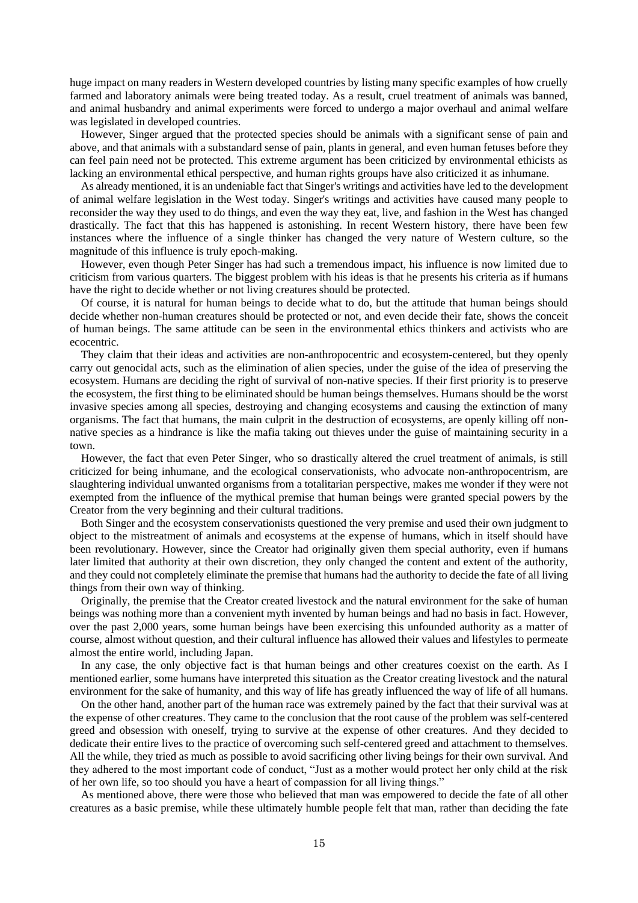huge impact on many readers in Western developed countries by listing many specific examples of how cruelly farmed and laboratory animals were being treated today. As a result, cruel treatment of animals was banned, and animal husbandry and animal experiments were forced to undergo a major overhaul and animal welfare was legislated in developed countries.

However, Singer argued that the protected species should be animals with a significant sense of pain and above, and that animals with a substandard sense of pain, plants in general, and even human fetuses before they can feel pain need not be protected. This extreme argument has been criticized by environmental ethicists as lacking an environmental ethical perspective, and human rights groups have also criticized it as inhumane.

As already mentioned, it is an undeniable fact that Singer's writings and activities have led to the development of animal welfare legislation in the West today. Singer's writings and activities have caused many people to reconsider the way they used to do things, and even the way they eat, live, and fashion in the West has changed drastically. The fact that this has happened is astonishing. In recent Western history, there have been few instances where the influence of a single thinker has changed the very nature of Western culture, so the magnitude of this influence is truly epoch-making.

However, even though Peter Singer has had such a tremendous impact, his influence is now limited due to criticism from various quarters. The biggest problem with his ideas is that he presents his criteria as if humans have the right to decide whether or not living creatures should be protected.

Of course, it is natural for human beings to decide what to do, but the attitude that human beings should decide whether non-human creatures should be protected or not, and even decide their fate, shows the conceit of human beings. The same attitude can be seen in the environmental ethics thinkers and activists who are ecocentric.

They claim that their ideas and activities are non-anthropocentric and ecosystem-centered, but they openly carry out genocidal acts, such as the elimination of alien species, under the guise of the idea of preserving the ecosystem. Humans are deciding the right of survival of non-native species. If their first priority is to preserve the ecosystem, the first thing to be eliminated should be human beings themselves. Humans should be the worst invasive species among all species, destroying and changing ecosystems and causing the extinction of many organisms. The fact that humans, the main culprit in the destruction of ecosystems, are openly killing off non-native species as a hindrance is like the mafia taking out thieves under the guise of maintaining security in a town.

However, the fact that even Peter Singer, who so drastically altered the cruel treatment of animals, is still criticized for being inhumane, and the ecological conservationists, who advocate non-anthropocentrism, are slaughtering individual unwanted organisms from a totalitarian perspective, makes me wonder if they were not exempted from the influence of the mythical premise that human beings were granted special powers by the Creator from the very beginning and their cultural traditions.

Both Singer and the ecosystem conservationists questioned the very premise and used their own judgment to object to the mistreatment of animals and ecosystems at the expense of humans, which in itself should have been revolutionary. However, since the Creator had originally given them special authority, even if humans later limited that authority at their own discretion, they only changed the content and extent of the authority, and they could not completely eliminate the premise that humans had the authority to decide the fate of all living things from their own way of thinking.

Originally, the premise that the Creator created livestock and the natural environment for the sake of human beings was nothing more than a convenient myth invented by human beings and had no basis in fact. However, over the past 2,000 years, some human beings have been exercising this unfounded authority as a matter of course, almost without question, and their cultural influence has allowed their values and lifestyles to permeate almost the entire world, including Japan.

In any case, the only objective fact is that human beings and other creatures coexist on the earth. As I mentioned earlier, some humans have interpreted this situation as the Creator creating livestock and the natural environment for the sake of humanity, and this way of life has greatly influenced the way of life of all humans.

On the other hand, another part of the human race was extremely pained by the fact that their survival was at the expense of other creatures. They came to the conclusion that the root cause of the problem was self-centered greed and obsession with oneself, trying to survive at the expense of other creatures. And they decided to dedicate their entire lives to the practice of overcoming such self-centered greed and attachment to themselves. All the while, they tried as much as possible to avoid sacrificing other living beings for their own survival. And they adhered to the most important code of conduct, "Just as a mother would protect her only child at the risk of her own life, so too should you have a heart of compassion for all living things."

As mentioned above, there were those who believed that man was empowered to decide the fate of all other creatures as a basic premise, while these ultimately humble people felt that man, rather than deciding the fate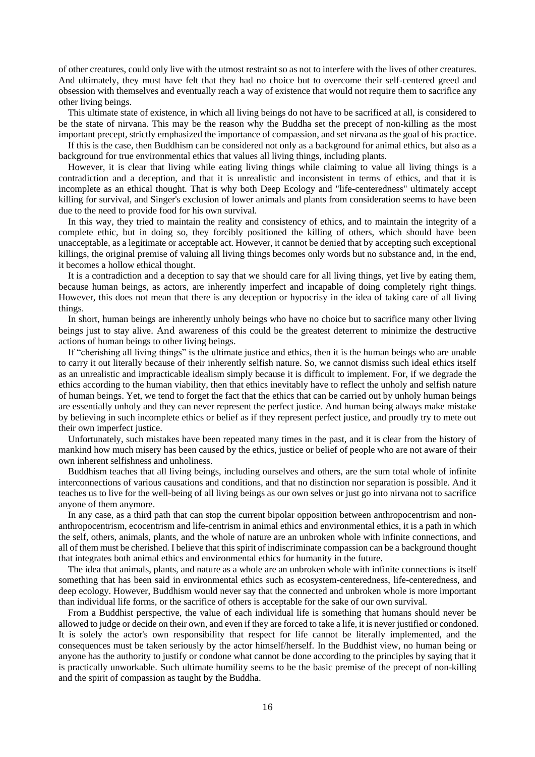of other creatures, could only live with the utmost restraint so as not to interfere with the lives of other creatures. And ultimately, they must have felt that they had no choice but to overcome their self-centered greed and obsession with themselves and eventually reach a way of existence that would not require them to sacrifice any other living beings.

This ultimate state of existence, in which all living beings do not have to be sacrificed at all, is considered to be the state of nirvana. This may be the reason why the Buddha set the precept of non-killing as the most important precept, strictly emphasized the importance of compassion, and set nirvana as the goal of his practice.

If this is the case, then Buddhism can be considered not only as a background for animal ethics, but also as a background for true environmental ethics that values all living things, including plants.

However, it is clear that living while eating living things while claiming to value all living things is a contradiction and a deception, and that it is unrealistic and inconsistent in terms of ethics, and that it is incomplete as an ethical thought. That is why both Deep Ecology and "life-centeredness" ultimately accept killing for survival, and Singer's exclusion of lower animals and plants from consideration seems to have been due to the need to provide food for his own survival.

In this way, they tried to maintain the reality and consistency of ethics, and to maintain the integrity of a complete ethic, but in doing so, they forcibly positioned the killing of others, which should have been unacceptable, as a legitimate or acceptable act. However, it cannot be denied that by accepting such exceptional killings, the original premise of valuing all living things becomes only words but no substance and, in the end, it becomes a hollow ethical thought.

It is a contradiction and a deception to say that we should care for all living things, yet live by eating them, because human beings, as actors, are inherently imperfect and incapable of doing completely right things. However, this does not mean that there is any deception or hypocrisy in the idea of taking care of all living things.

In short, human beings are inherently unholy beings who have no choice but to sacrifice many other living beings just to stay alive. And awareness of this could be the greatest deterrent to minimize the destructive actions of human beings to other living beings.

If "cherishing all living things" is the ultimate justice and ethics, then it is the human beings who are unable to carry it out literally because of their inherently selfish nature. So, we cannot dismiss such ideal ethics itself as an unrealistic and impracticable idealism simply because it is difficult to implement. For, if we degrade the ethics according to the human viability, then that ethics inevitably have to reflect the unholy and selfish nature of human beings. Yet, we tend to forget the fact that the ethics that can be carried out by unholy human beings are essentially unholy and they can never represent the perfect justice. And human being always make mistake by believing in such incomplete ethics or belief as if they represent perfect justice, and proudly try to mete out their own imperfect justice.

Unfortunately, such mistakes have been repeated many times in the past, and it is clear from the history of mankind how much misery has been caused by the ethics, justice or belief of people who are not aware of their own inherent selfishness and unholiness.

Buddhism teaches that all living beings, including ourselves and others, are the sum total whole of infinite interconnections of various causations and conditions, and that no distinction nor separation is possible. And it teaches us to live for the well-being of all living beings as our own selves or just go into nirvana not to sacrifice anyone of them anymore.

In any case, as a third path that can stop the current bipolar opposition between anthropocentrism and non-anthropocentrism, ecocentrism and life-centrism in animal ethics and environmental ethics, it is a path in which the self, others, animals, plants, and the whole of nature are an unbroken whole with infinite connections, and all of them must be cherished. I believe that this spirit of indiscriminate compassion can be a background thought that integrates both animal ethics and environmental ethics for humanity in the future.

The idea that animals, plants, and nature as a whole are an unbroken whole with infinite connections is itself something that has been said in environmental ethics such as ecosystem-centeredness, life-centeredness, and deep ecology. However, Buddhism would never say that the connected and unbroken whole is more important than individual life forms, or the sacrifice of others is acceptable for the sake of our own survival.

From a Buddhist perspective, the value of each individual life is something that humans should never be allowed to judge or decide on their own, and even if they are forced to take a life, it is never justified or condoned. It is solely the actor's own responsibility that respect for life cannot be literally implemented, and the consequences must be taken seriously by the actor himself/herself. In the Buddhist view, no human being or anyone has the authority to justify or condone what cannot be done according to the principles by saying that it is practically unworkable. Such ultimate humility seems to be the basic premise of the precept of non-killing and the spirit of compassion as taught by the Buddha.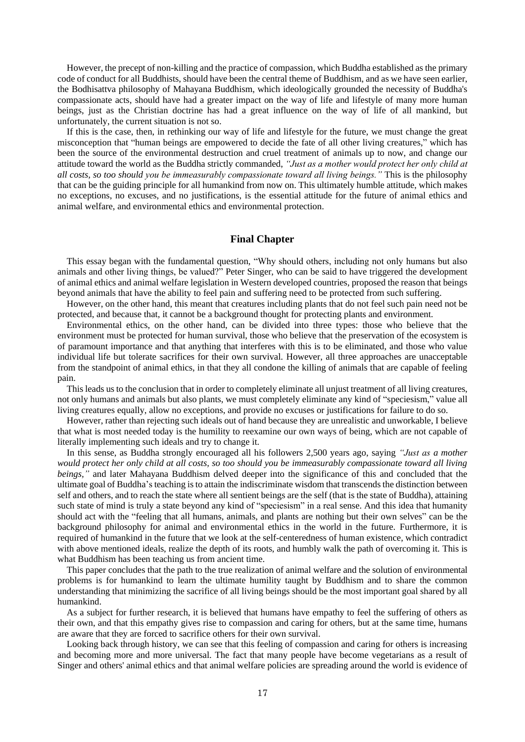However, the precept of non-killing and the practice of compassion, which Buddha established as the primary code of conduct for all Buddhists, should have been the central theme of Buddhism, and as we have seen earlier, the Bodhisattva philosophy of Mahayana Buddhism, which ideologically grounded the necessity of Buddha's compassionate acts, should have had a greater impact on the way of life and lifestyle of many more human beings, just as the Christian doctrine has had a great influence on the way of life of all mankind, but unfortunately, the current situation is not so.

If this is the case, then, in rethinking our way of life and lifestyle for the future, we must change the great misconception that "human beings are empowered to decide the fate of all other living creatures," which has been the source of the environmental destruction and cruel treatment of animals up to now, and change our attitude toward the world as the Buddha strictly commanded, *"Just as a mother would protect her only child at all costs, so too should you be immeasurably compassionate toward all living beings."* This is the philosophy that can be the guiding principle for all humankind from now on. This ultimately humble attitude, which makes no exceptions, no excuses, and no justifications, is the essential attitude for the future of animal ethics and animal welfare, and environmental ethics and environmental protection.

## Final Chapter

This essay began with the fundamental question, "Why should others, including not only humans but also animals and other living things, be valued?" Peter Singer, who can be said to have triggered the development of animal ethics and animal welfare legislation in Western developed countries, proposed the reason that beings beyond animals that have the ability to feel pain and suffering need to be protected from such suffering.

However, on the other hand, this meant that creatures including plants that do not feel such pain need not be protected, and because that, it cannot be a background thought for protecting plants and environment.

Environmental ethics, on the other hand, can be divided into three types: those who believe that the environment must be protected for human survival, those who believe that the preservation of the ecosystem is of paramount importance and that anything that interferes with this is to be eliminated, and those who value individual life but tolerate sacrifices for their own survival. However, all three approaches are unacceptable from the standpoint of animal ethics, in that they all condone the killing of animals that are capable of feeling pain.

This leads us to the conclusion that in order to completely eliminate all unjust treatment of all living creatures, not only humans and animals but also plants, we must completely eliminate any kind of "speciesism," value all living creatures equally, allow no exceptions, and provide no excuses or justifications for failure to do so.

However, rather than rejecting such ideals out of hand because they are unrealistic and unworkable, I believe that what is most needed today is the humility to reexamine our own ways of being, which are not capable of literally implementing such ideals and try to change it.

In this sense, as Buddha strongly encouraged all his followers 2,500 years ago, saying *"Just as a mother would protect her only child at all costs, so too should you be immeasurably compassionate toward all living beings,"* and later Mahayana Buddhism delved deeper into the significance of this and concluded that the ultimate goal of Buddha's teaching is to attain the indiscriminate wisdom that transcends the distinction between self and others, and to reach the state where all sentient beings are the self (that is the state of Buddha), attaining such state of mind is truly a state beyond any kind of "speciesism" in a real sense. And this idea that humanity should act with the "feeling that all humans, animals, and plants are nothing but their own selves" can be the background philosophy for animal and environmental ethics in the world in the future. Furthermore, it is required of humankind in the future that we look at the self-centeredness of human existence, which contradict with above mentioned ideals, realize the depth of its roots, and humbly walk the path of overcoming it. This is what Buddhism has been teaching us from ancient time.

This paper concludes that the path to the true realization of animal welfare and the solution of environmental problems is for humankind to learn the ultimate humility taught by Buddhism and to share the common understanding that minimizing the sacrifice of all living beings should be the most important goal shared by all humankind.

As a subject for further research, it is believed that humans have empathy to feel the suffering of others as their own, and that this empathy gives rise to compassion and caring for others, but at the same time, humans are aware that they are forced to sacrifice others for their own survival.

Looking back through history, we can see that this feeling of compassion and caring for others is increasing and becoming more and more universal. The fact that many people have become vegetarians as a result of Singer and others' animal ethics and that animal welfare policies are spreading around the world is evidence of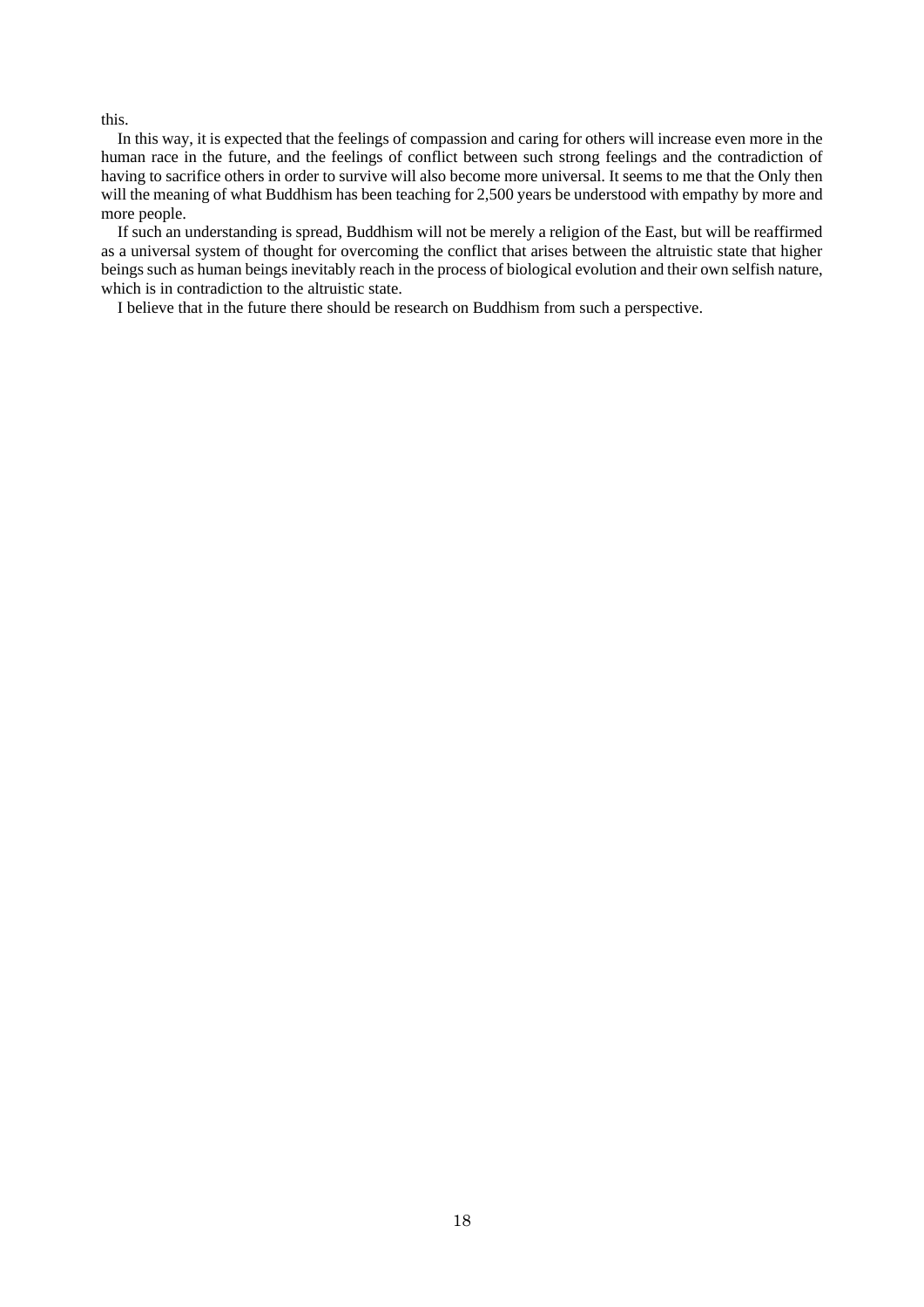this.

In this way, it is expected that the feelings of compassion and caring for others will increase even more in the human race in the future, and the feelings of conflict between such strong feelings and the contradiction of having to sacrifice others in order to survive will also become more universal. It seems to me that the Only then will the meaning of what Buddhism has been teaching for 2,500 years be understood with empathy by more and more people.

If such an understanding is spread, Buddhism will not be merely a religion of the East, but will be reaffirmed as a universal system of thought for overcoming the conflict that arises between the altruistic state that higher beings such as human beings inevitably reach in the process of biological evolution and their own selfish nature, which is in contradiction to the altruistic state.

I believe that in the future there should be research on Buddhism from such a perspective.